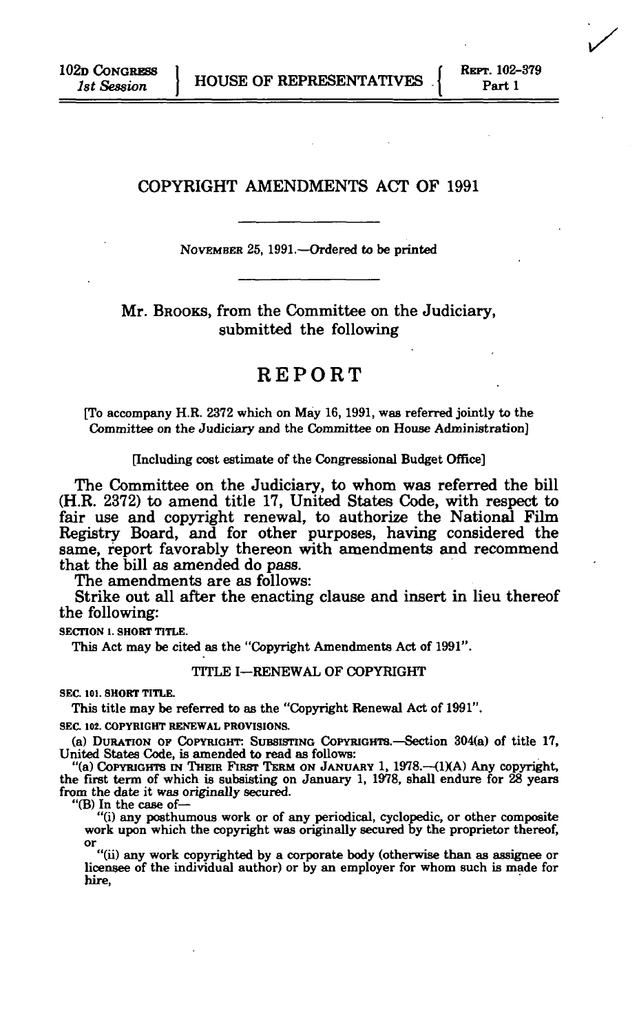102D CONGRESS
1st Session

HOUSE OF REPRESENTATIVES

REPT. 102-379
Part 1

# COPYRIGHT AMENDMENTS ACT OF 1991

NOVEMBER 25, 1991.—Ordered to be printed

Mr. BROOKS, from the Committee on the Judiciary, submitted the following

## REPORT

[To accompany H.R. 2372 which on May 16, 1991, was referred jointly to the Committee on the Judiciary and the Committee on House Administration]

[Including cost estimate of the Congressional Budget Office]

The Committee on the Judiciary, to whom was referred the bill (H.R. 2372) to amend title 17, United States Code, with respect to fair use and copyright renewal, to authorize the National Film Registry Board, and for other purposes, having considered the same, report favorably thereon with amendments and recommend that the bill as amended do pass.

The amendments are as follows:

Strike out all after the enacting clause and insert in lieu thereof the following:

**SECTION 1. SHORT TITLE.**

This Act may be cited as the "Copyright Amendments Act of 1991".

TITLE I—RENEWAL OF COPYRIGHT

**SEC. 101. SHORT TITLE.**

This title may be referred to as the "Copyright Renewal Act of 1991".

**SEC. 102. COPYRIGHT RENEWAL PROVISIONS.**

(a) DURATION OF COPYRIGHT: SUBSISTING COPYRIGHTS.—Section 304(a) of title 17, United States Code, is amended to read as follows:

"(a) COPYRIGHTS IN THEIR FIRST TERM ON JANUARY 1, 1978.—(1)(A) Any copyright, the first term of which is subsisting on January 1, 1978, shall endure for 28 years from the date it was originally secured.

"(B) In the case of—

"(i) any posthumous work or of any periodical, cyclopedic, or other composite work upon which the copyright was originally secured by the proprietor thereof, or

"(ii) any work copyrighted by a corporate body (otherwise than as assignee or licensee of the individual author) or by an employer for whom such is made for hire,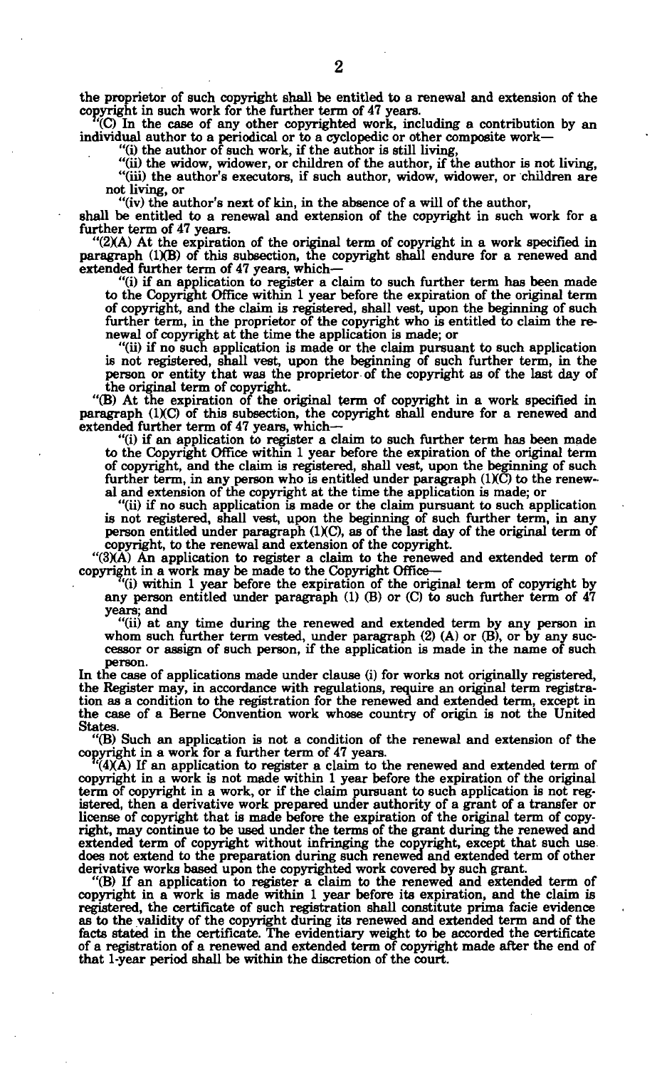the proprietor of such copyright shall be entitled to a renewal and extension of the copyright in such work for the further term of 47 years.

"(C) In the case of any other copyrighted work, including a contribution by an individual author to a periodical or to a cyclopedic or other composite work—

"(i) the author of such work, if the author is still living,

"(ii) the widow, widower, or children of the author, if the author is not living,

"(iii) the author's executors, if such author, widow, widower, or children are not living, or

"(iv) the author's next of kin, in the absence of a will of the author,

shall be entitled to a renewal and extension of the copyright in such work for a further term of 47 years.

"(2)(A) At the expiration of the original term of copyright in a work specified in paragraph (1)(B) of this subsection, the copyright shall endure for a renewed and extended further term of 47 years, which—

"(i) if an application to register a claim to such further term has been made to the Copyright Office within 1 year before the expiration of the original term of copyright, and the claim is registered, shall vest, upon the beginning of such further term, in the proprietor of the copyright who is entitled to claim the renewal of copyright at the time the application is made; or

"(ii) if no such application is made or the claim pursuant to such application is not registered, shall vest, upon the beginning of such further term, in the person or entity that was the proprietor of the copyright as of the last day of the original term of copyright.

"(B) At the expiration of the original term of copyright in a work specified in paragraph (1)(C) of this subsection, the copyright shall endure for a renewed and extended further term of 47 years, which—

"(i) if an application to register a claim to such further term has been made to the Copyright Office within 1 year before the expiration of the original term of copyright, and the claim is registered, shall vest, upon the beginning of such further term, in any person who is entitled under paragraph (1)(C) to the renewal and extension of the copyright at the time the application is made; or

"(ii) if no such application is made or the claim pursuant to such application is not registered, shall vest, upon the beginning of such further term, in any person entitled under paragraph (1)(C), as of the last day of the original term of copyright, to the renewal and extension of the copyright.

"(3)(A) An application to register a claim to the renewed and extended term of copyright in a work may be made to the Copyright Office—

"(i) within 1 year before the expiration of the original term of copyright by any person entitled under paragraph (1) (B) or (C) to such further term of 47 years; and

"(ii) at any time during the renewed and extended term by any person in whom such further term vested, under paragraph (2) (A) or (B), or by any successor or assign of such person, if the application is made in the name of such person.

In the case of applications made under clause (i) for works not originally registered, the Register may, in accordance with regulations, require an original term registration as a condition to the registration for the renewed and extended term, except in the case of a Berne Convention work whose country of origin is not the United States.

"(B) Such an application is not a condition of the renewal and extension of the copyright in a work for a further term of 47 years.

"(4)(A) If an application to register a claim to the renewed and extended term of copyright in a work is not made within 1 year before the expiration of the original term of copyright in a work, or if the claim pursuant to such application is not registered, then a derivative work prepared under authority of a grant of a transfer or license of copyright that is made before the expiration of the original term of copyright, may continue to be used under the terms of the grant during the renewed and extended term of copyright without infringing the copyright, except that such use does not extend to the preparation during such renewed and extended term of other derivative works based upon the copyrighted work covered by such grant.

"(B) If an application to register a claim to the renewed and extended term of copyright in a work is made within 1 year before its expiration, and the claim is registered, the certificate of such registration shall constitute prima facie evidence as to the validity of the copyright during its renewed and extended term and of the facts stated in the certificate. The evidentiary weight to be accorded the certificate of a registration of a renewed and extended term of copyright made after the end of that 1-year period shall be within the discretion of the court.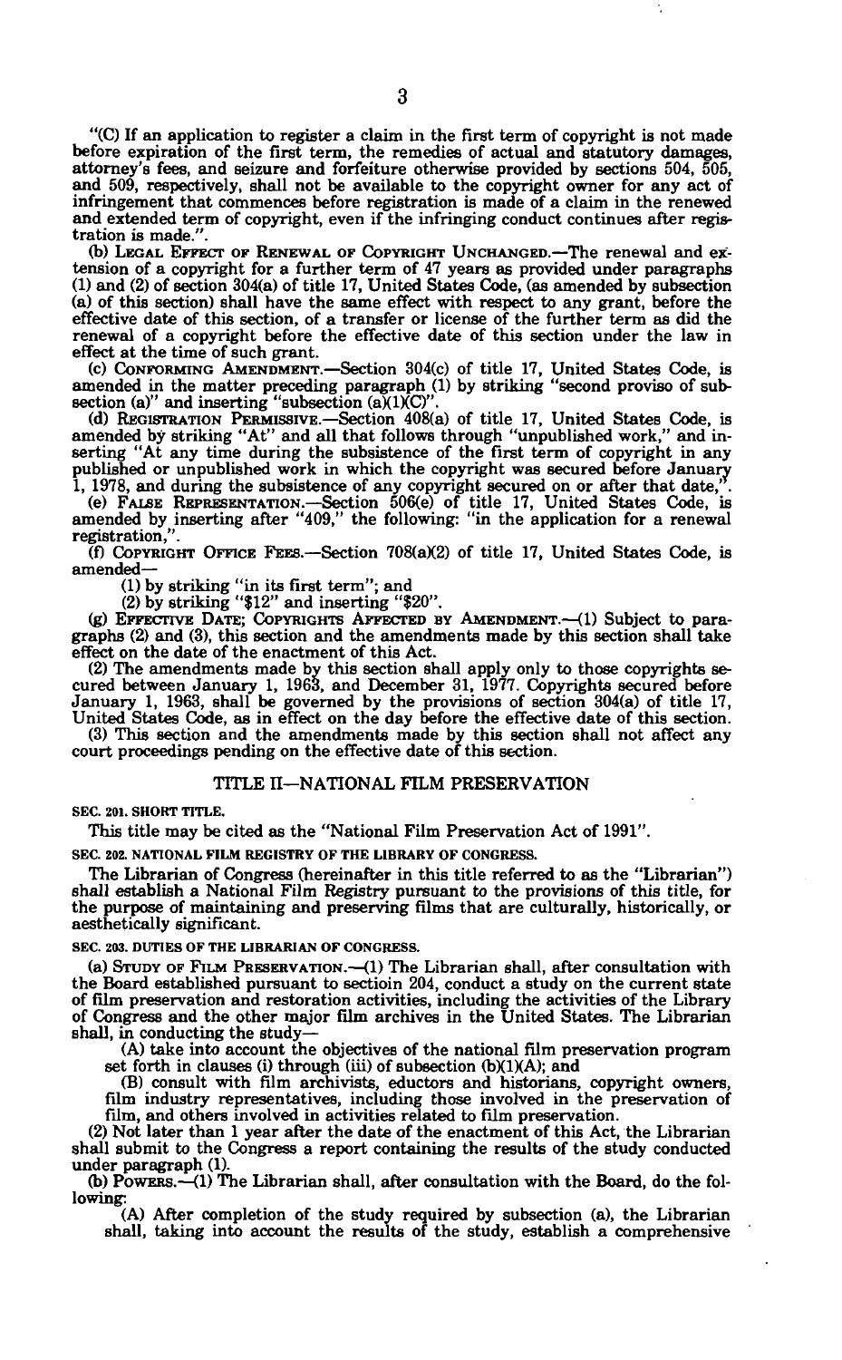"(C) If an application to register a claim in the first term of copyright is not made before expiration of the first term, the remedies of actual and statutory damages, attorney's fees, and seizure and forfeiture otherwise provided by sections 504, 505, and 509, respectively, shall not be available to the copyright owner for any act of infringement that commences before registration is made of a claim in the renewed and extended term of copyright, even if the infringing conduct continues after registration is made.".

(b) LEGAL EFFECT OF RENEWAL OF COPYRIGHT UNCHANGED.—The renewal and extension of a copyright for a further term of 47 years as provided under paragraphs (1) and (2) of section 304(a) of title 17, United States Code, (as amended by subsection (a) of this section) shall have the same effect with respect to any grant, before the effective date of this section, of a transfer or license of the further term as did the renewal of a copyright before the effective date of this section under the law in effect at the time of such grant.

(c) CONFORMING AMENDMENT.—Section 304(c) of title 17, United States Code, is amended in the matter preceding paragraph (1) by striking "second proviso of subsection (a)" and inserting "subsection (a)(1)(C)".

(d) REGISTRATION PERMISSIVE.—Section 408(a) of title 17, United States Code, is amended by striking "At" and all that follows through "unpublished work," and inserting "At any time during the subsistence of the first term of copyright in any published or unpublished work in which the copyright was secured before January 1, 1978, and during the subsistence of any copyright secured on or after that date,".

(e) FALSE REPRESENTATION.—Section 506(e) of title 17, United States Code, is amended by inserting after "409," the following: "in the application for a renewal registration,".

(f) COPYRIGHT OFFICE FEES.—Section 708(a)(2) of title 17, United States Code, is amended—

(1) by striking "in its first term"; and

(2) by striking "$12" and inserting "$20".

(g) EFFECTIVE DATE; COPYRIGHTS AFFECTED BY AMENDMENT.—(1) Subject to paragraphs (2) and (3), this section and the amendments made by this section shall take effect on the date of the enactment of this Act.

(2) The amendments made by this section shall apply only to those copyrights secured between January 1, 1963, and December 31, 1977. Copyrights secured before January 1, 1963, shall be governed by the provisions of section 304(a) of title 17, United States Code, as in effect on the day before the effective date of this section.

(3) This section and the amendments made by this section shall not affect any court proceedings pending on the effective date of this section.

## TITLE II—NATIONAL FILM PRESERVATION

**SEC. 201. SHORT TITLE.**

This title may be cited as the "National Film Preservation Act of 1991".

**SEC. 202. NATIONAL FILM REGISTRY OF THE LIBRARY OF CONGRESS.**

The Librarian of Congress (hereinafter in this title referred to as the "Librarian") shall establish a National Film Registry pursuant to the provisions of this title, for the purpose of maintaining and preserving films that are culturally, historically, or aesthetically significant.

**SEC. 203. DUTIES OF THE LIBRARIAN OF CONGRESS.**

(a) STUDY OF FILM PRESERVATION.—(1) The Librarian shall, after consultation with the Board established pursuant to sectioin 204, conduct a study on the current state of film preservation and restoration activities, including the activities of the Library of Congress and the other major film archives in the United States. The Librarian shall, in conducting the study—

(A) take into account the objectives of the national film preservation program set forth in clauses (i) through (iii) of subsection (b)(1)(A); and

(B) consult with film archivists, eductors and historians, copyright owners, film industry representatives, including those involved in the preservation of film, and others involved in activities related to film preservation.

(2) Not later than 1 year after the date of the enactment of this Act, the Librarian shall submit to the Congress a report containing the results of the study conducted under paragraph (1).

(b) POWERS.—(1) The Librarian shall, after consultation with the Board, do the following:

(A) After completion of the study required by subsection (a), the Librarian shall, taking into account the results of the study, establish a comprehensive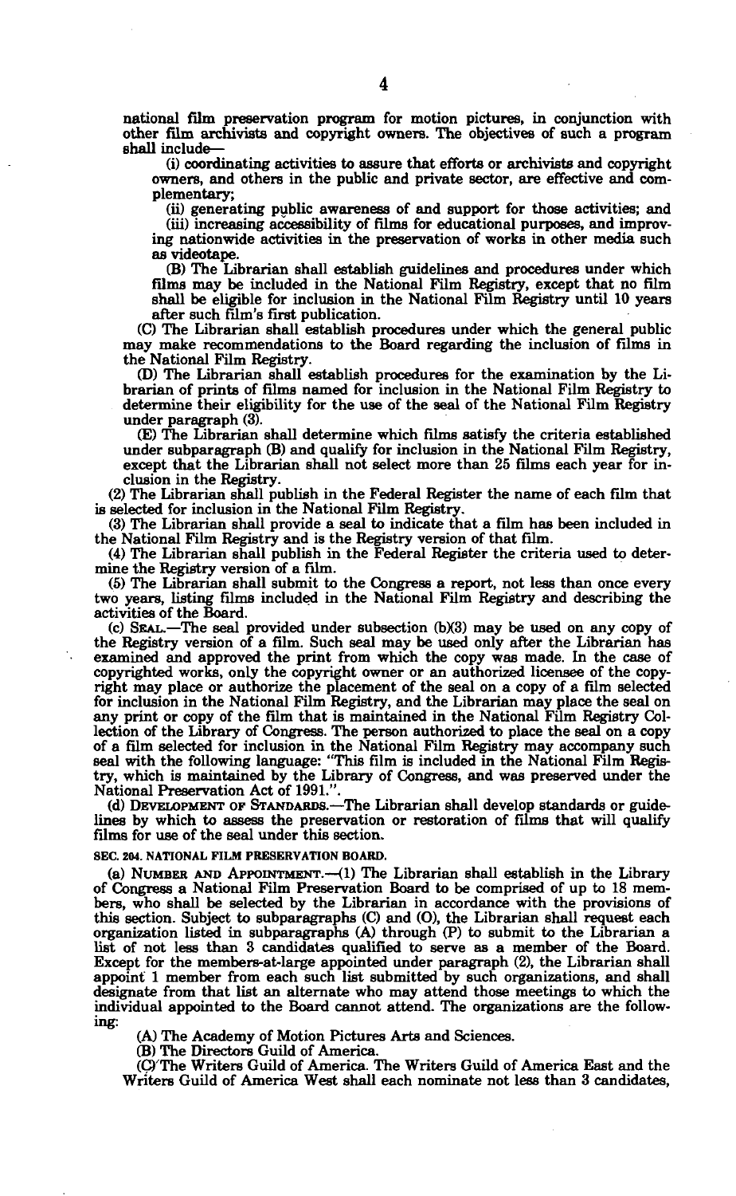national film preservation program for motion pictures, in conjunction with other film archivists and copyright owners. The objectives of such a program shall include—

(i) coordinating activities to assure that efforts or archivists and copyright owners, and others in the public and private sector, are effective and complementary;

(ii) generating public awareness of and support for those activities; and

(iii) increasing accessibility of films for educational purposes, and improving nationwide activities in the preservation of works in other media such as videotape.

(B) The Librarian shall establish guidelines and procedures under which films may be included in the National Film Registry, except that no film shall be eligible for inclusion in the National Film Registry until 10 years after such film's first publication.

(C) The Librarian shall establish procedures under which the general public may make recommendations to the Board regarding the inclusion of films in the National Film Registry.

(D) The Librarian shall establish procedures for the examination by the Librarian of prints of films named for inclusion in the National Film Registry to determine their eligibility for the use of the seal of the National Film Registry under paragraph (3).

(E) The Librarian shall determine which films satisfy the criteria established under subparagraph (B) and qualify for inclusion in the National Film Registry, except that the Librarian shall not select more than 25 films each year for inclusion in the Registry.

(2) The Librarian shall publish in the Federal Register the name of each film that is selected for inclusion in the National Film Registry.

(3) The Librarian shall provide a seal to indicate that a film has been included in the National Film Registry and is the Registry version of that film.

(4) The Librarian shall publish in the Federal Register the criteria used to determine the Registry version of a film.

(5) The Librarian shall submit to the Congress a report, not less than once every two years, listing films included in the National Film Registry and describing the activities of the Board.

(c) SEAL.—The seal provided under subsection (b)(3) may be used on any copy of the Registry version of a film. Such seal may be used only after the Librarian has examined and approved the print from which the copy was made. In the case of copyrighted works, only the copyright owner or an authorized licensee of the copyright may place or authorize the placement of the seal on a copy of a film selected for inclusion in the National Film Registry, and the Librarian may place the seal on any print or copy of the film that is maintained in the National Film Registry Collection of the Library of Congress. The person authorized to place the seal on a copy of a film selected for inclusion in the National Film Registry may accompany such seal with the following language: "This film is included in the National Film Registry, which is maintained by the Library of Congress, and was preserved under the National Preservation Act of 1991.".

(d) DEVELOPMENT OF STANDARDS.—The Librarian shall develop standards or guidelines by which to assess the preservation or restoration of films that will qualify films for use of the seal under this section.

**SEC. 204. NATIONAL FILM PRESERVATION BOARD.**

(a) NUMBER AND APPOINTMENT.—(1) The Librarian shall establish in the Library of Congress a National Film Preservation Board to be comprised of up to 18 members, who shall be selected by the Librarian in accordance with the provisions of this section. Subject to subparagraphs (C) and (O), the Librarian shall request each organization listed in subparagraphs (A) through (P) to submit to the Librarian a list of not less than 3 candidates qualified to serve as a member of the Board. Except for the members-at-large appointed under paragraph (2), the Librarian shall appoint 1 member from each such list submitted by such organizations, and shall designate from that list an alternate who may attend those meetings to which the individual appointed to the Board cannot attend. The organizations are the following:

(A) The Academy of Motion Pictures Arts and Sciences.

(B) The Directors Guild of America.

(C) The Writers Guild of America. The Writers Guild of America East and the Writers Guild of America West shall each nominate not less than 3 candidates,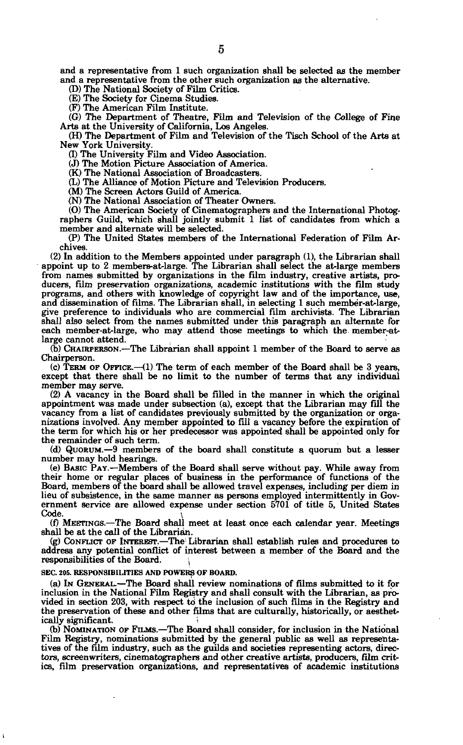and a representative from 1 such organization shall be selected as the member and a representative from the other such organization as the alternative.

(D) The National Society of Film Critics.

(E) The Society for Cinema Studies.

(F) The American Film Institute.

(G) The Department of Theatre, Film and Television of the College of Fine Arts at the University of California, Los Angeles.

(H) The Department of Film and Television of the Tisch School of the Arts at New York University.

(I) The University Film and Video Association.

(J) The Motion Picture Association of America.

(K) The National Association of Broadcasters.

(L) The Alliance of Motion Picture and Television Producers.

(M) The Screen Actors Guild of America.

(N) The National Association of Theater Owners.

(O) The American Society of Cinematographers and the International Photographers Guild, which shall jointly submit 1 list of candidates from which a member and alternate will be selected.

(P) The United States members of the International Federation of Film Archives.

(2) In addition to the Members appointed under paragraph (1), the Librarian shall appoint up to 2 members-at-large. The Librarian shall select the at-large members from names submitted by organizations in the film industry, creative artists, producers, film preservation organizations, academic institutions with the film study programs, and others with knowledge of copyright law and of the importance, use, and dissemination of films. The Librarian shall, in selecting 1 such member-at-large, give preference to individuals who are commercial film archivists. The Librarian shall also select from the names submitted under this paragraph an alternate for each member-at-large, who may attend those meetings to which the member-at-large cannot attend.

(b) CHAIRPERSON.—The Librarian shall appoint 1 member of the Board to serve as Chairperson.

(c) TERM OF OFFICE.—(1) The term of each member of the Board shall be 3 years, except that there shall be no limit to the number of terms that any individual member may serve.

(2) A vacancy in the Board shall be filled in the manner in which the original appointment was made under subsection (a), except that the Librarian may fill the vacancy from a list of candidates previously submitted by the organization or organizations involved. Any member appointed to fill a vacancy before the expiration of the term for which his or her predecessor was appointed shall be appointed only for the remainder of such term.

(d) QUORUM.—9 members of the board shall constitute a quorum but a lesser number may hold hearings.

(e) BASIC PAY.—Members of the Board shall serve without pay. While away from their home or regular places of business in the performance of functions of the Board, members of the board shall be allowed travel expenses, including per diem in lieu of subsistence, in the same manner as persons employed intermittently in Government service are allowed expense under section 5701 of title 5, United States Code.

(f) MEETINGS.—The Board shall meet at least once each calendar year. Meetings shall be at the call of the Librarian.

(g) CONFLICT OF INTEREST.—The Librarian shall establish rules and procedures to address any potential conflict of interest between a member of the Board and the responsibilities of the Board.

**SEC. 205. RESPONSIBILITIES AND POWERS OF BOARD.**

(a) IN GENERAL.—The Board shall review nominations of films submitted to it for inclusion in the National Film Registry and shall consult with the Librarian, as provided in section 203, with respect to the inclusion of such films in the Registry and the preservation of these and other films that are culturally, historically, or aesthetically significant.

(b) NOMINATION OF FILMS.—The Board shall consider, for inclusion in the National Film Registry, nominations submitted by the general public as well as representatives of the film industry, such as the guilds and societies representing actors, directors, screenwriters, cinematographers and other creative artists, producers, film critics, film preservation organizations, and representatives of academic institutions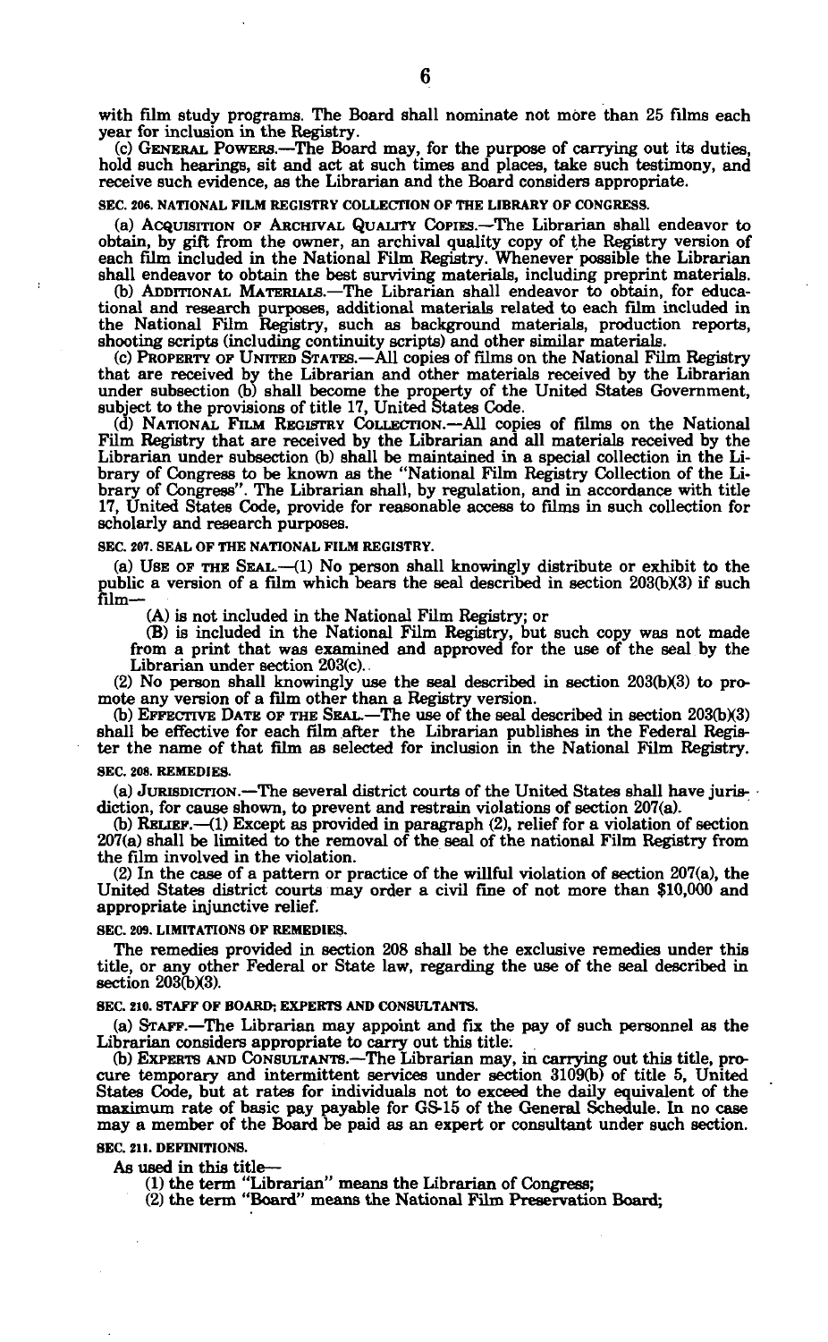with film study programs. The Board shall nominate not more than 25 films each year for inclusion in the Registry.

(c) GENERAL POWERS.—The Board may, for the purpose of carrying out its duties, hold such hearings, sit and act at such times and places, take such testimony, and receive such evidence, as the Librarian and the Board considers appropriate.

**SEC. 206. NATIONAL FILM REGISTRY COLLECTION OF THE LIBRARY OF CONGRESS.**

(a) ACQUISITION OF ARCHIVAL QUALITY COPIES.—The Librarian shall endeavor to obtain, by gift from the owner, an archival quality copy of the Registry version of each film included in the National Film Registry. Whenever possible the Librarian shall endeavor to obtain the best surviving materials, including preprint materials.

(b) ADDITIONAL MATERIALS.—The Librarian shall endeavor to obtain, for educational and research purposes, additional materials related to each film included in the National Film Registry, such as background materials, production reports, shooting scripts (including continuity scripts) and other similar materials.

(c) PROPERTY OF UNITED STATES.—All copies of films on the National Film Registry that are received by the Librarian and other materials received by the Librarian under subsection (b) shall become the property of the United States Government, subject to the provisions of title 17, United States Code.

(d) NATIONAL FILM REGISTRY COLLECTION.—All copies of films on the National Film Registry that are received by the Librarian and all materials received by the Librarian under subsection (b) shall be maintained in a special collection in the Library of Congress to be known as the "National Film Registry Collection of the Library of Congress". The Librarian shall, by regulation, and in accordance with title 17, United States Code, provide for reasonable access to films in such collection for scholarly and research purposes.

**SEC. 207. SEAL OF THE NATIONAL FILM REGISTRY.**

(a) USE OF THE SEAL.—(1) No person shall knowingly distribute or exhibit to the public a version of a film which bears the seal described in section 203(b)(3) if such film—

(A) is not included in the National Film Registry; or

(B) is included in the National Film Registry, but such copy was not made from a print that was examined and approved for the use of the seal by the Librarian under section 203(c).

(2) No person shall knowingly use the seal described in section 203(b)(3) to promote any version of a film other than a Registry version.

(b) EFFECTIVE DATE OF THE SEAL.—The use of the seal described in section 203(b)(3) shall be effective for each film after the Librarian publishes in the Federal Register the name of that film as selected for inclusion in the National Film Registry.

**SEC. 208. REMEDIES.**

(a) JURISDICTION.—The several district courts of the United States shall have jurisdiction, for cause shown, to prevent and restrain violations of section 207(a).

(b) RELIEF.—(1) Except as provided in paragraph (2), relief for a violation of section 207(a) shall be limited to the removal of the seal of the national Film Registry from the film involved in the violation.

(2) In the case of a pattern or practice of the willful violation of section 207(a), the United States district courts may order a civil fine of not more than $10,000 and appropriate injunctive relief.

**SEC. 209. LIMITATIONS OF REMEDIES.**

The remedies provided in section 208 shall be the exclusive remedies under this title, or any other Federal or State law, regarding the use of the seal described in section 203(b)(3).

**SEC. 210. STAFF OF BOARD; EXPERTS AND CONSULTANTS.**

(a) STAFF.—The Librarian may appoint and fix the pay of such personnel as the Librarian considers appropriate to carry out this title.

(b) EXPERTS AND CONSULTANTS.—The Librarian may, in carrying out this title, procure temporary and intermittent services under section 3109(b) of title 5, United States Code, but at rates for individuals not to exceed the daily equivalent of the maximum rate of basic pay payable for GS-15 of the General Schedule. In no case may a member of the Board be paid as an expert or consultant under such section.

**SEC. 211. DEFINITIONS.**

As used in this title—

(1) the term "Librarian" means the Librarian of Congress;

(2) the term "Board" means the National Film Preservation Board;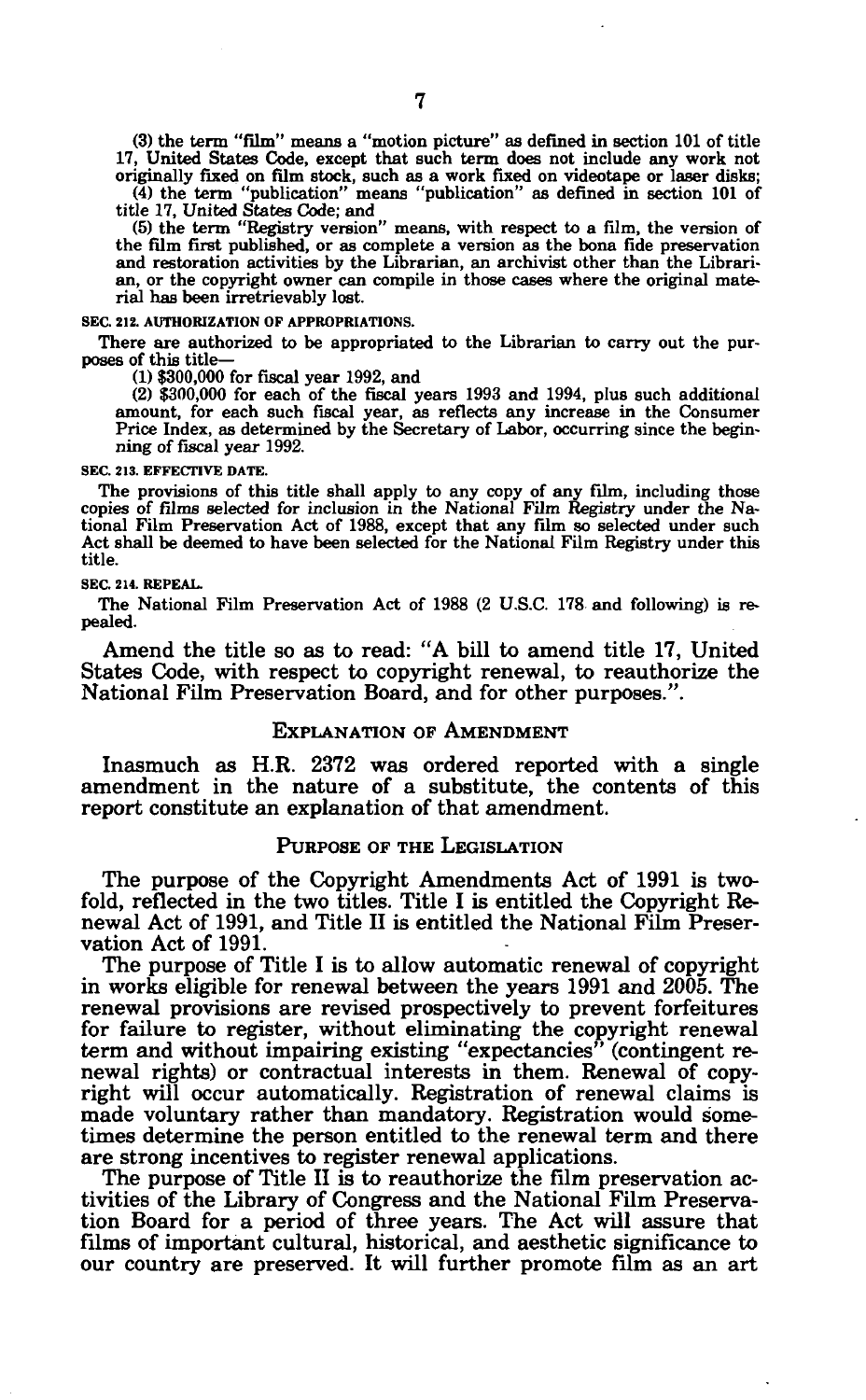(3) the term "film" means a "motion picture" as defined in section 101 of title 17, United States Code, except that such term does not include any work not originally fixed on film stock, such as a work fixed on videotape or laser disks;

(4) the term "publication" means "publication" as defined in section 101 of title 17, United States Code; and

(5) the term "Registry version" means, with respect to a film, the version of the film first published, or as complete a version as the bona fide preservation and restoration activities by the Librarian, an archivist other than the Librarian, or the copyright owner can compile in those cases where the original material has been irretrievably lost.

**SEC. 212. AUTHORIZATION OF APPROPRIATIONS.**

There are authorized to be appropriated to the Librarian to carry out the purposes of this title—

(1) $300,000 for fiscal year 1992, and

(2) $300,000 for each of the fiscal years 1993 and 1994, plus such additional amount, for each such fiscal year, as reflects any increase in the Consumer Price Index, as determined by the Secretary of Labor, occurring since the beginning of fiscal year 1992.

**SEC. 213. EFFECTIVE DATE.**

The provisions of this title shall apply to any copy of any film, including those copies of films selected for inclusion in the National Film Registry under the National Film Preservation Act of 1988, except that any film so selected under such Act shall be deemed to have been selected for the National Film Registry under this title.

**SEC. 214. REPEAL.**

The National Film Preservation Act of 1988 (2 U.S.C. 178 and following) is repealed.

Amend the title so as to read: "A bill to amend title 17, United States Code, with respect to copyright renewal, to reauthorize the National Film Preservation Board, and for other purposes.".

## EXPLANATION OF AMENDMENT

Inasmuch as H.R. 2372 was ordered reported with a single amendment in the nature of a substitute, the contents of this report constitute an explanation of that amendment.

## PURPOSE OF THE LEGISLATION

The purpose of the Copyright Amendments Act of 1991 is twofold, reflected in the two titles. Title I is entitled the Copyright Renewal Act of 1991, and Title II is entitled the National Film Preservation Act of 1991.

The purpose of Title I is to allow automatic renewal of copyright in works eligible for renewal between the years 1991 and 2005. The renewal provisions are revised prospectively to prevent forfeitures for failure to register, without eliminating the copyright renewal term and without impairing existing "expectancies" (contingent renewal rights) or contractual interests in them. Renewal of copyright will occur automatically. Registration of renewal claims is made voluntary rather than mandatory. Registration would sometimes determine the person entitled to the renewal term and there are strong incentives to register renewal applications.

The purpose of Title II is to reauthorize the film preservation activities of the Library of Congress and the National Film Preservation Board for a period of three years. The Act will assure that films of important cultural, historical, and aesthetic significance to our country are preserved. It will further promote film as an art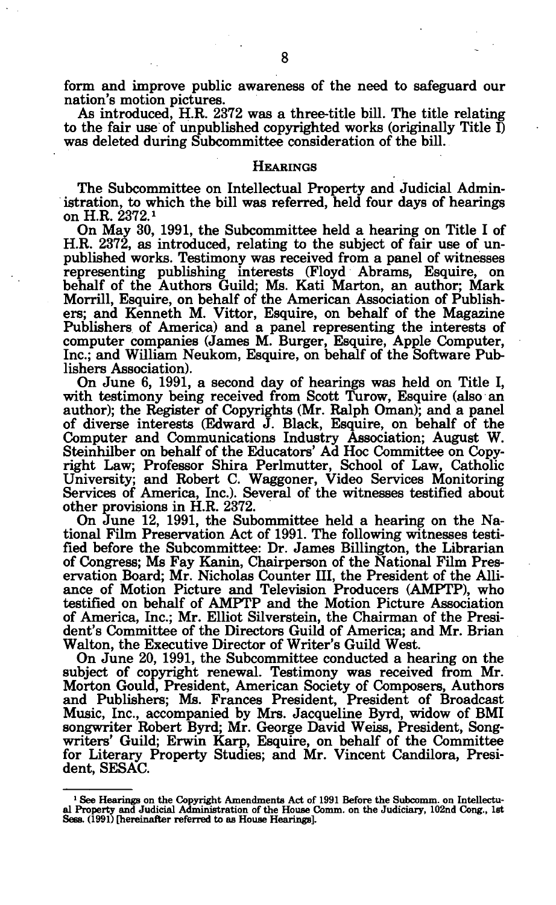form and improve public awareness of the need to safeguard our nation's motion pictures.

As introduced, H.R. 2372 was a three-title bill. The title relating to the fair use of unpublished copyrighted works (originally Title I) was deleted during Subcommittee consideration of the bill.

## HEARINGS

The Subcommittee on Intellectual Property and Judicial Administration, to which the bill was referred, held four days of hearings on H.R. 2372.[1]

On May 30, 1991, the Subcommittee held a hearing on Title I of H.R. 2372, as introduced, relating to the subject of fair use of unpublished works. Testimony was received from a panel of witnesses representing publishing interests (Floyd Abrams, Esquire, on behalf of the Authors Guild; Ms. Kati Marton, an author; Mark Morrill, Esquire, on behalf of the American Association of Publishers; and Kenneth M. Vittor, Esquire, on behalf of the Magazine Publishers of America) and a panel representing the interests of computer companies (James M. Burger, Esquire, Apple Computer, Inc.; and William Neukom, Esquire, on behalf of the Software Publishers Association).

On June 6, 1991, a second day of hearings was held on Title I, with testimony being received from Scott Turow, Esquire (also an author); the Register of Copyrights (Mr. Ralph Oman); and a panel of diverse interests (Edward J. Black, Esquire, on behalf of the Computer and Communications Industry Association; August W. Steinhilber on behalf of the Educators' Ad Hoc Committee on Copyright Law; Professor Shira Perlmutter, School of Law, Catholic University; and Robert C. Waggoner, Video Services Monitoring Services of America, Inc.). Several of the witnesses testified about other provisions in H.R. 2372.

On June 12, 1991, the Subommittee held a hearing on the National Film Preservation Act of 1991. The following witnesses testified before the Subcommittee: Dr. James Billington, the Librarian of Congress; Ms Fay Kanin, Chairperson of the National Film Preservation Board; Mr. Nicholas Counter III, the President of the Alliance of Motion Picture and Television Producers (AMPTP), who testified on behalf of AMPTP and the Motion Picture Association of America, Inc.; Mr. Elliot Silverstein, the Chairman of the President's Committee of the Directors Guild of America; and Mr. Brian Walton, the Executive Director of Writer's Guild West.

On June 20, 1991, the Subcommittee conducted a hearing on the subject of copyright renewal. Testimony was received from Mr. Morton Gould, President, American Society of Composers, Authors and Publishers; Ms. Frances President, President of Broadcast Music, Inc., accompanied by Mrs. Jacqueline Byrd, widow of BMI songwriter Robert Byrd; Mr. George David Weiss, President, Songwriters' Guild; Erwin Karp, Esquire, on behalf of the Committee for Literary Property Studies; and Mr. Vincent Candilora, President, SESAC.

---

[1] See Hearings on the Copyright Amendments Act of 1991 Before the Subcomm. on Intellectual Property and Judicial Administration of the House Comm. on the Judiciary, 102nd Cong., 1st Sess. (1991) [hereinafter referred to as House Hearings].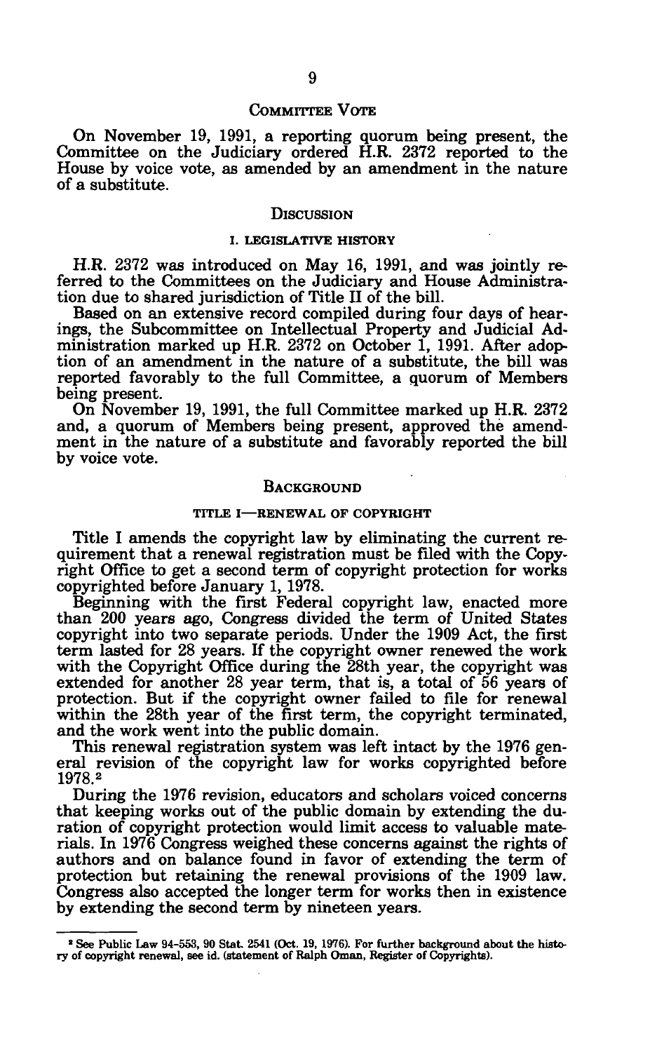## COMMITTEE VOTE

On November 19, 1991, a reporting quorum being present, the Committee on the Judiciary ordered H.R. 2372 reported to the House by voice vote, as amended by an amendment in the nature of a substitute.

## DISCUSSION

### I. LEGISLATIVE HISTORY

H.R. 2372 was introduced on May 16, 1991, and was jointly referred to the Committees on the Judiciary and House Administration due to shared jurisdiction of Title II of the bill.

Based on an extensive record compiled during four days of hearings, the Subcommittee on Intellectual Property and Judicial Administration marked up H.R. 2372 on October 1, 1991. After adoption of an amendment in the nature of a substitute, the bill was reported favorably to the full Committee, a quorum of Members being present.

On November 19, 1991, the full Committee marked up H.R. 2372 and, a quorum of Members being present, approved the amendment in the nature of a substitute and favorably reported the bill by voice vote.

## BACKGROUND

### TITLE I—RENEWAL OF COPYRIGHT

Title I amends the copyright law by eliminating the current requirement that a renewal registration must be filed with the Copyright Office to get a second term of copyright protection for works copyrighted before January 1, 1978.

Beginning with the first Federal copyright law, enacted more than 200 years ago, Congress divided the term of United States copyright into two separate periods. Under the 1909 Act, the first term lasted for 28 years. If the copyright owner renewed the work with the Copyright Office during the 28th year, the copyright was extended for another 28 year term, that is, a total of 56 years of protection. But if the copyright owner failed to file for renewal within the 28th year of the first term, the copyright terminated, and the work went into the public domain.

This renewal registration system was left intact by the 1976 general revision of the copyright law for works copyrighted before 1978.[2]

During the 1976 revision, educators and scholars voiced concerns that keeping works out of the public domain by extending the duration of copyright protection would limit access to valuable materials. In 1976 Congress weighed these concerns against the rights of authors and on balance found in favor of extending the term of protection but retaining the renewal provisions of the 1909 law. Congress also accepted the longer term for works then in existence by extending the second term by nineteen years.

---

[2] See Public Law 94-553, 90 Stat. 2541 (Oct. 19, 1976). For further background about the history of copyright renewal, see id. (statement of Ralph Oman, Register of Copyrights).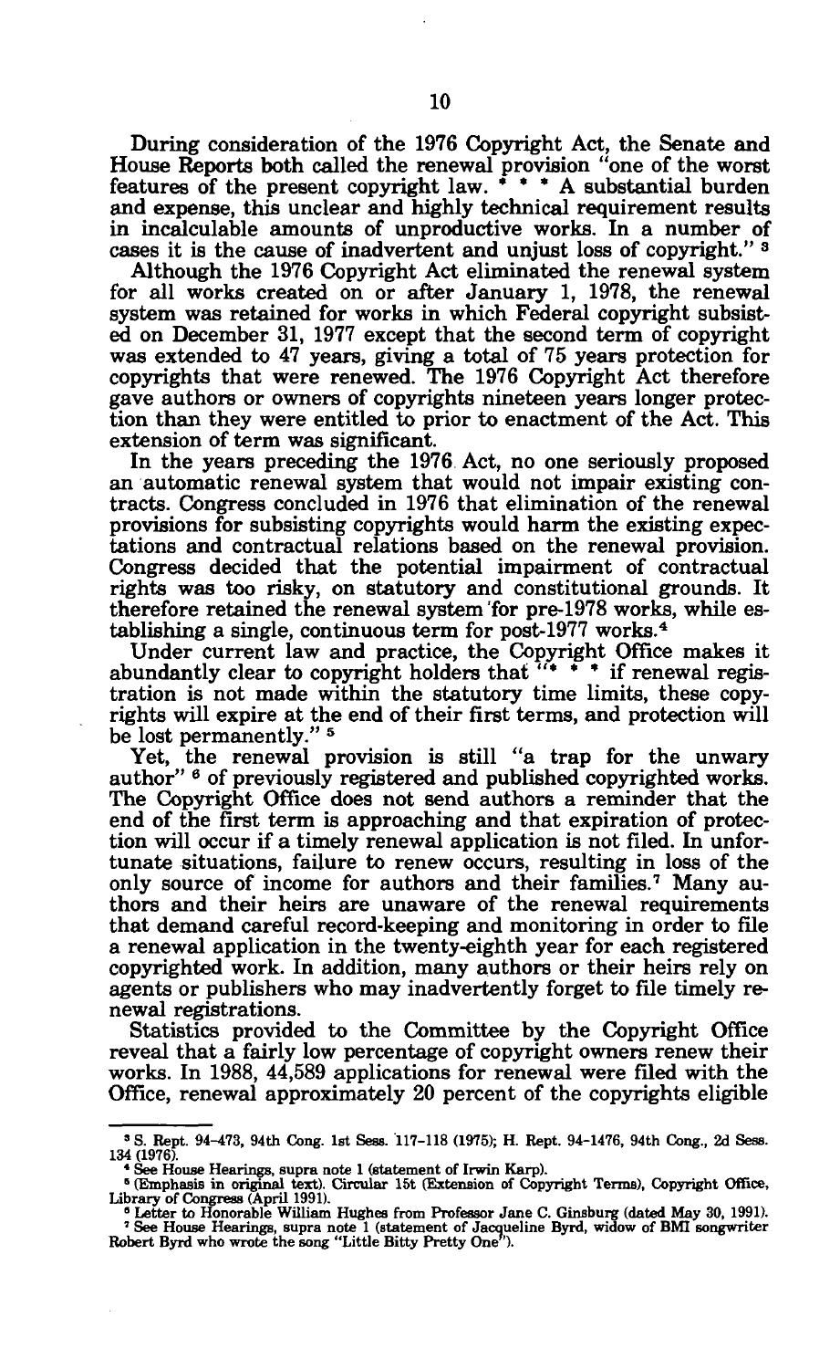During consideration of the 1976 Copyright Act, the Senate and House Reports both called the renewal provision "one of the worst features of the present copyright law. * * * A substantial burden and expense, this unclear and highly technical requirement results in incalculable amounts of unproductive works. In a number of cases it is the cause of inadvertent and unjust loss of copyright." [3]

Although the 1976 Copyright Act eliminated the renewal system for all works created on or after January 1, 1978, the renewal system was retained for works in which Federal copyright subsisted on December 31, 1977 except that the second term of copyright was extended to 47 years, giving a total of 75 years protection for copyrights that were renewed. The 1976 Copyright Act therefore gave authors or owners of copyrights nineteen years longer protection than they were entitled to prior to enactment of the Act. This extension of term was significant.

In the years preceding the 1976 Act, no one seriously proposed an automatic renewal system that would not impair existing contracts. Congress concluded in 1976 that elimination of the renewal provisions for subsisting copyrights would harm the existing expectations and contractual relations based on the renewal provision. Congress decided that the potential impairment of contractual rights was too risky, on statutory and constitutional grounds. It therefore retained the renewal system for pre-1978 works, while establishing a single, continuous term for post-1977 works.[4]

Under current law and practice, the Copyright Office makes it abundantly clear to copyright holders that "* * * if renewal registration is not made within the statutory time limits, these copyrights will expire at the end of their first terms, and protection will be lost permanently." [5]

Yet, the renewal provision is still "a trap for the unwary author" [6] of previously registered and published copyrighted works. The Copyright Office does not send authors a reminder that the end of the first term is approaching and that expiration of protection will occur if a timely renewal application is not filed. In unfortunate situations, failure to renew occurs, resulting in loss of the only source of income for authors and their families.[7] Many authors and their heirs are unaware of the renewal requirements that demand careful record-keeping and monitoring in order to file a renewal application in the twenty-eighth year for each registered copyrighted work. In addition, many authors or their heirs rely on agents or publishers who may inadvertently forget to file timely renewal registrations.

Statistics provided to the Committee by the Copyright Office reveal that a fairly low percentage of copyright owners renew their works. In 1988, 44,589 applications for renewal were filed with the Office, renewal approximately 20 percent of the copyrights eligible

---

[3] S. Rept. 94-473, 94th Cong. 1st Sess. 117-118 (1975); H. Rept. 94-1476, 94th Cong., 2d Sess. 134 (1976).

[4] See House Hearings, supra note 1 (statement of Irwin Karp).

[5] (Emphasis in original text). Circular 15t (Extension of Copyright Terms), Copyright Office, Library of Congress (April 1991).

[6] Letter to Honorable William Hughes from Professor Jane C. Ginsburg (dated May 30, 1991).

[7] See House Hearings, supra note 1 (statement of Jacqueline Byrd, widow of BMI songwriter Robert Byrd who wrote the song "Little Bitty Pretty One").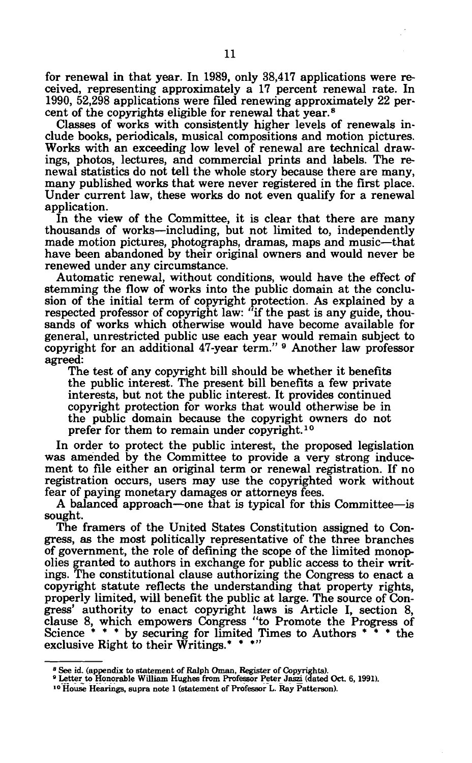for renewal in that year. In 1989, only 38,417 applications were received, representing approximately a 17 percent renewal rate. In 1990, 52,298 applications were filed renewing approximately 22 percent of the copyrights eligible for renewal that year.[8]

Classes of works with consistently higher levels of renewals include books, periodicals, musical compositions and motion pictures. Works with an exceeding low level of renewal are technical drawings, photos, lectures, and commercial prints and labels. The renewal statistics do not tell the whole story because there are many, many published works that were never registered in the first place. Under current law, these works do not even qualify for a renewal application.

In the view of the Committee, it is clear that there are many thousands of works—including, but not limited to, independently made motion pictures, photographs, dramas, maps and music—that have been abandoned by their original owners and would never be renewed under any circumstance.

Automatic renewal, without conditions, would have the effect of stemming the flow of works into the public domain at the conclusion of the initial term of copyright protection. As explained by a respected professor of copyright law: "if the past is any guide, thousands of works which otherwise would have become available for general, unrestricted public use each year would remain subject to copyright for an additional 47-year term." [9] Another law professor agreed:

> The test of any copyright bill should be whether it benefits the public interest. The present bill benefits a few private interests, but not the public interest. It provides continued copyright protection for works that would otherwise be in the public domain because the copyright owners do not prefer for them to remain under copyright.[10]

In order to protect the public interest, the proposed legislation was amended by the Committee to provide a very strong inducement to file either an original term or renewal registration. If no registration occurs, users may use the copyrighted work without fear of paying monetary damages or attorneys fees.

A balanced approach—one that is typical for this Committee—is sought.

The framers of the United States Constitution assigned to Congress, as the most politically representative of the three branches of government, the role of defining the scope of the limited monopolies granted to authors in exchange for public access to their writings. The constitutional clause authorizing the Congress to enact a copyright statute reflects the understanding that property rights, properly limited, will benefit the public at large. The source of Congress' authority to enact copyright laws is Article I, section 8, clause 8, which empowers Congress "to Promote the Progress of Science * * * by securing for limited Times to Authors * * * the exclusive Right to their Writings.* * *"

---

[8] See id. (appendix to statement of Ralph Oman, Register of Copyrights).

[9] Letter to Honorable William Hughes from Professor Peter Jaszi (dated Oct. 6, 1991).

[10] House Hearings, supra note 1 (statement of Professor L. Ray Patterson).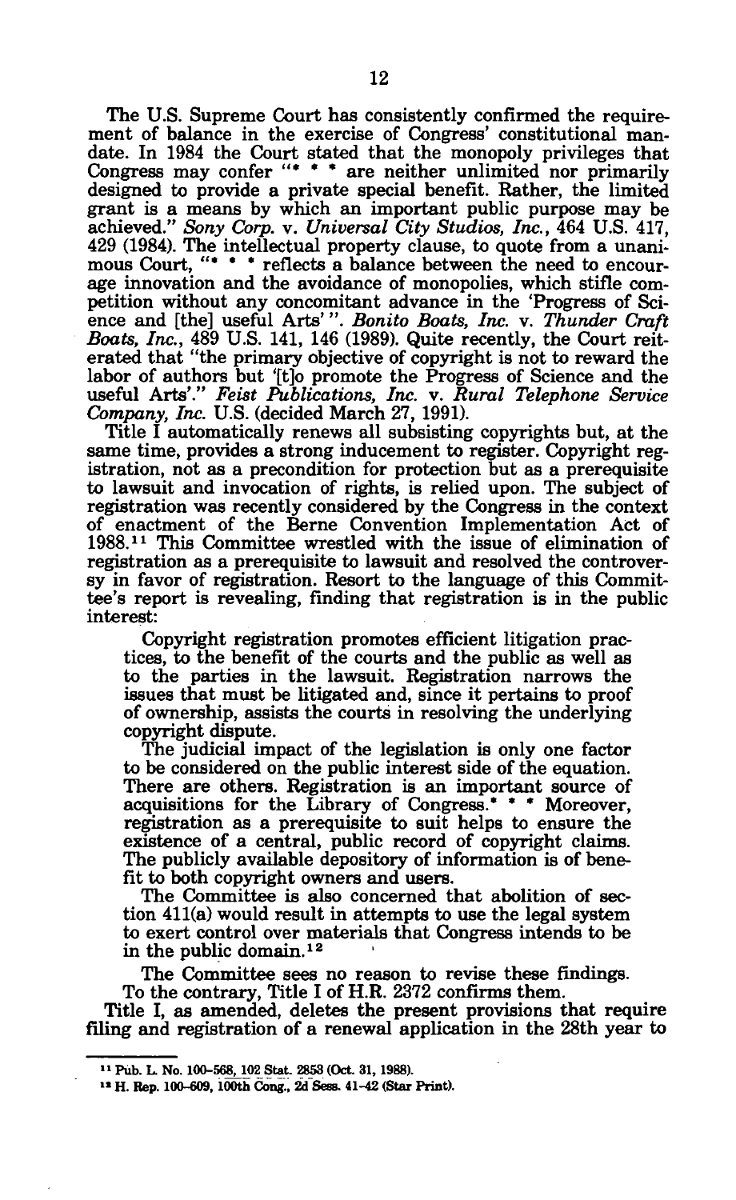The U.S. Supreme Court has consistently confirmed the requirement of balance in the exercise of Congress' constitutional mandate. In 1984 the Court stated that the monopoly privileges that Congress may confer "* * * are neither unlimited nor primarily designed to provide a private special benefit. Rather, the limited grant is a means by which an important public purpose may be achieved." *Sony Corp.* v. *Universal City Studios, Inc.*, 464 U.S. 417, 429 (1984). The intellectual property clause, to quote from a unanimous Court, "* * * reflects a balance between the need to encourage innovation and the avoidance of monopolies, which stifle competition without any concomitant advance in the 'Progress of Science and [the] useful Arts' ". *Bonito Boats, Inc.* v. *Thunder Craft Boats, Inc.*, 489 U.S. 141, 146 (1989). Quite recently, the Court reiterated that "the primary objective of copyright is not to reward the labor of authors but '[t]o promote the Progress of Science and the useful Arts'." *Feist Publications, Inc.* v. *Rural Telephone Service Company, Inc.* U.S. (decided March 27, 1991).

Title I automatically renews all subsisting copyrights but, at the same time, provides a strong inducement to register. Copyright registration, not as a precondition for protection but as a prerequisite to lawsuit and invocation of rights, is relied upon. The subject of registration was recently considered by the Congress in the context of enactment of the Berne Convention Implementation Act of 1988.[11] This Committee wrestled with the issue of elimination of registration as a prerequisite to lawsuit and resolved the controversy in favor of registration. Resort to the language of this Committee's report is revealing, finding that registration is in the public interest:

> Copyright registration promotes efficient litigation practices, to the benefit of the courts and the public as well as to the parties in the lawsuit. Registration narrows the issues that must be litigated and, since it pertains to proof of ownership, assists the courts in resolving the underlying copyright dispute.
>
> The judicial impact of the legislation is only one factor to be considered on the public interest side of the equation. There are others. Registration is an important source of acquisitions for the Library of Congress.* * * Moreover, registration as a prerequisite to suit helps to ensure the existence of a central, public record of copyright claims. The publicly available depository of information is of benefit to both copyright owners and users.
>
> The Committee is also concerned that abolition of section 411(a) would result in attempts to use the legal system to exert control over materials that Congress intends to be in the public domain.[12]

The Committee sees no reason to revise these findings. To the contrary, Title I of H.R. 2372 confirms them.

Title I, as amended, deletes the present provisions that require filing and registration of a renewal application in the 28th year to

---

[11] Pub. L. No. 100-568, 102 Stat. 2853 (Oct. 31, 1988).

[12] H. Rep. 100-609, 100th Cong., 2d Sess. 41-42 (Star Print).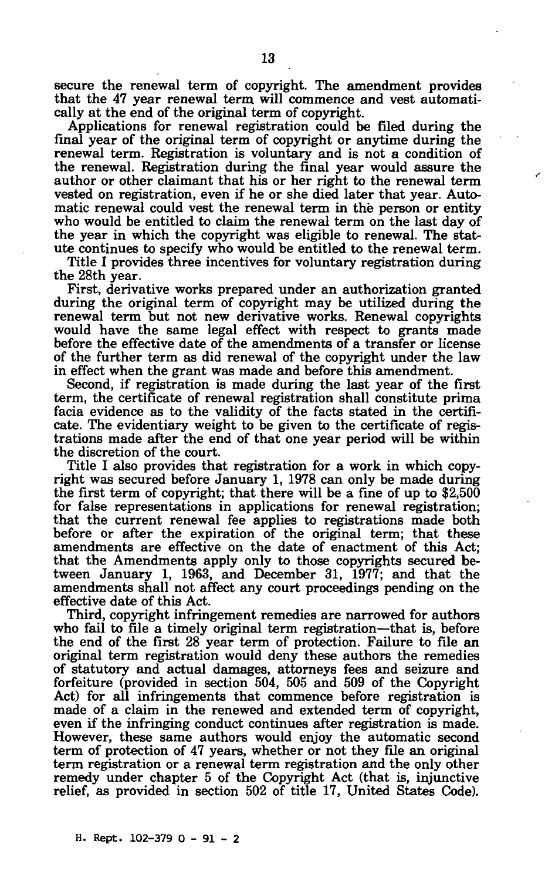secure the renewal term of copyright. The amendment provides that the 47 year renewal term will commence and vest automatically at the end of the original term of copyright.

Applications for renewal registration could be filed during the final year of the original term of copyright or anytime during the renewal term. Registration is voluntary and is not a condition of the renewal. Registration during the final year would assure the author or other claimant that his or her right to the renewal term vested on registration, even if he or she died later that year. Automatic renewal could vest the renewal term in the person or entity who would be entitled to claim the renewal term on the last day of the year in which the copyright was eligible to renewal. The statute continues to specify who would be entitled to the renewal term.

Title I provides three incentives for voluntary registration during the 28th year.

First, derivative works prepared under an authorization granted during the original term of copyright may be utilized during the renewal term but not new derivative works. Renewal copyrights would have the same legal effect with respect to grants made before the effective date of the amendments of a transfer or license of the further term as did renewal of the copyright under the law in effect when the grant was made and before this amendment.

Second, if registration is made during the last year of the first term, the certificate of renewal registration shall constitute prima facia evidence as to the validity of the facts stated in the certificate. The evidentiary weight to be given to the certificate of registrations made after the end of that one year period will be within the discretion of the court.

Title I also provides that registration for a work in which copyright was secured before January 1, 1978 can only be made during the first term of copyright; that there will be a fine of up to $2,500 for false representations in applications for renewal registration; that the current renewal fee applies to registrations made both before or after the expiration of the original term; that these amendments are effective on the date of enactment of this Act; that the Amendments apply only to those copyrights secured between January 1, 1963, and December 31, 1977; and that the amendments shall not affect any court proceedings pending on the effective date of this Act.

Third, copyright infringement remedies are narrowed for authors who fail to file a timely original term registration—that is, before the end of the first 28 year term of protection. Failure to file an original term registration would deny these authors the remedies of statutory and actual damages, attorneys fees and seizure and forfeiture (provided in section 504, 505 and 509 of the Copyright Act) for all infringements that commence before registration is made of a claim in the renewed and extended term of copyright, even if the infringing conduct continues after registration is made. However, these same authors would enjoy the automatic second term of protection of 47 years, whether or not they file an original term registration or a renewal term registration and the only other remedy under chapter 5 of the Copyright Act (that is, injunctive relief, as provided in section 502 of title 17, United States Code).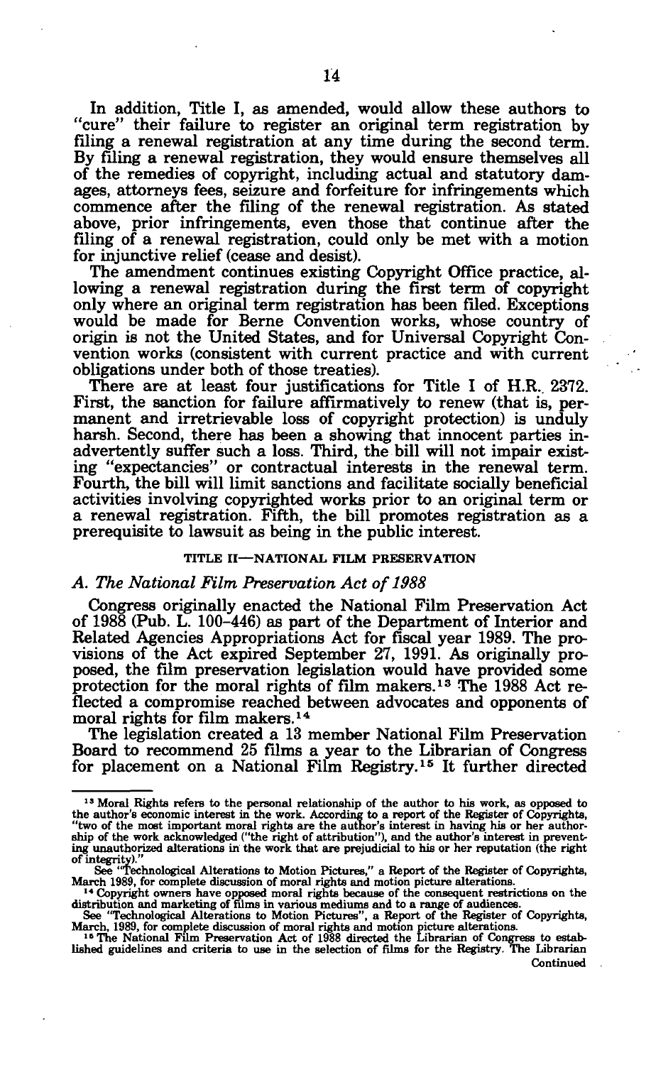In addition, Title I, as amended, would allow these authors to "cure" their failure to register an original term registration by filing a renewal registration at any time during the second term. By filing a renewal registration, they would ensure themselves all of the remedies of copyright, including actual and statutory damages, attorneys fees, seizure and forfeiture for infringements which commence after the filing of the renewal registration. As stated above, prior infringements, even those that continue after the filing of a renewal registration, could only be met with a motion for injunctive relief (cease and desist).

The amendment continues existing Copyright Office practice, allowing a renewal registration during the first term of copyright only where an original term registration has been filed. Exceptions would be made for Berne Convention works, whose country of origin is not the United States, and for Universal Copyright Convention works (consistent with current practice and with current obligations under both of those treaties).

There are at least four justifications for Title I of H.R. 2372. First, the sanction for failure affirmatively to renew (that is, permanent and irretrievable loss of copyright protection) is unduly harsh. Second, there has been a showing that innocent parties inadvertently suffer such a loss. Third, the bill will not impair existing "expectancies" or contractual interests in the renewal term. Fourth, the bill will limit sanctions and facilitate socially beneficial activities involving copyrighted works prior to an original term or a renewal registration. Fifth, the bill promotes registration as a prerequisite to lawsuit as being in the public interest.

## TITLE II—NATIONAL FILM PRESERVATION

### *A. The National Film Preservation Act of 1988*

Congress originally enacted the National Film Preservation Act of 1988 (Pub. L. 100-446) as part of the Department of Interior and Related Agencies Appropriations Act for fiscal year 1989. The provisions of the Act expired September 27, 1991. As originally proposed, the film preservation legislation would have provided some protection for the moral rights of film makers.[13] The 1988 Act reflected a compromise reached between advocates and opponents of moral rights for film makers.[14]

The legislation created a 13 member National Film Preservation Board to recommend 25 films a year to the Librarian of Congress for placement on a National Film Registry.[15] It further directed

---

[13] Moral Rights refers to the personal relationship of the author to his work, as opposed to the author's economic interest in the work. According to a report of the Register of Copyrights, "two of the most important moral rights are the author's interest in having his or her authorship of the work acknowledged ("the right of attribution"), and the author's interest in preventing unauthorized alterations in the work that are prejudicial to his or her reputation (the right of integrity)."

See "Technological Alterations to Motion Pictures," a Report of the Register of Copyrights, March 1989, for complete discussion of moral rights and motion picture alterations.

[14] Copyright owners have opposed moral rights because of the consequent restrictions on the distribution and marketing of films in various mediums and to a range of audiences.

See "Technological Alterations to Motion Pictures", a Report of the Register of Copyrights, March, 1989, for complete discussion of moral rights and motion picture alterations.

[15] The National Film Preservation Act of 1988 directed the Librarian of Congress to established guidelines and criteria to use in the selection of films for the Registry. The Librarian

Continued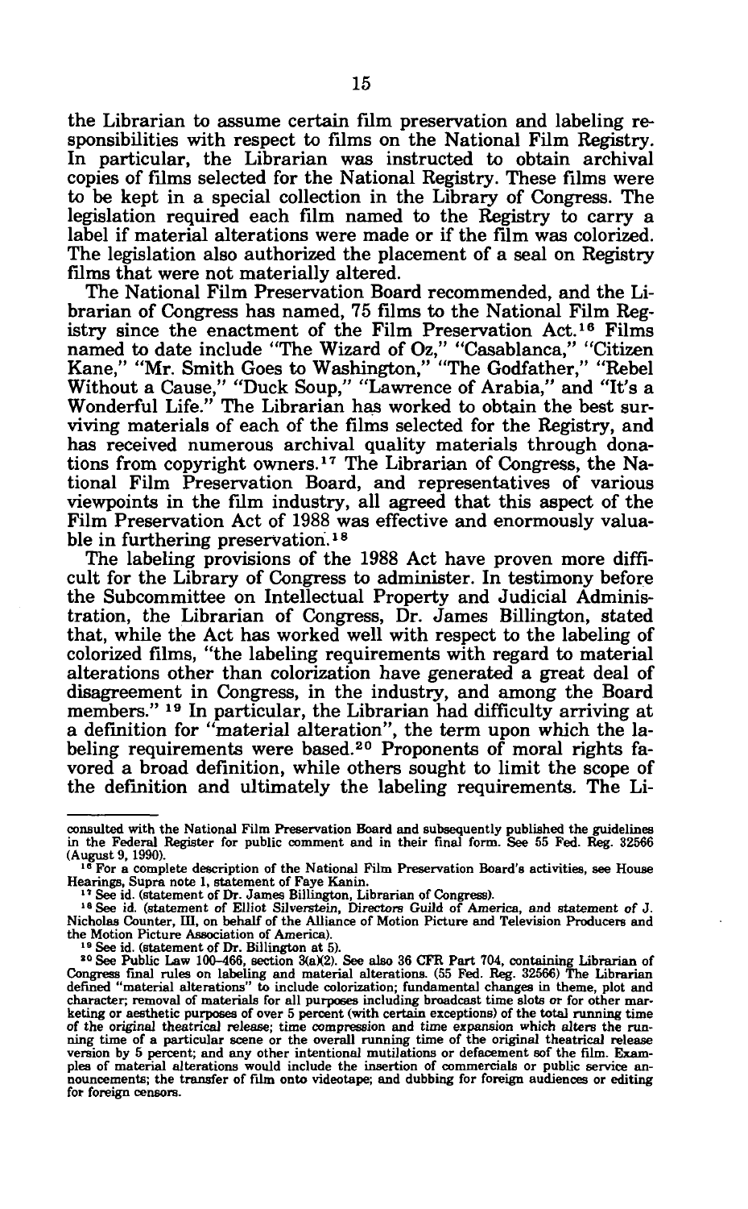the Librarian to assume certain film preservation and labeling responsibilities with respect to films on the National Film Registry. In particular, the Librarian was instructed to obtain archival copies of films selected for the National Registry. These films were to be kept in a special collection in the Library of Congress. The legislation required each film named to the Registry to carry a label if material alterations were made or if the film was colorized. The legislation also authorized the placement of a seal on Registry films that were not materially altered.

The National Film Preservation Board recommended, and the Librarian of Congress has named, 75 films to the National Film Registry since the enactment of the Film Preservation Act.[16] Films named to date include "The Wizard of Oz," "Casablanca," "Citizen Kane," "Mr. Smith Goes to Washington," "The Godfather," "Rebel Without a Cause," "Duck Soup," "Lawrence of Arabia," and "It's a Wonderful Life." The Librarian has worked to obtain the best surviving materials of each of the films selected for the Registry, and has received numerous archival quality materials through donations from copyright owners.[17] The Librarian of Congress, the National Film Preservation Board, and representatives of various viewpoints in the film industry, all agreed that this aspect of the Film Preservation Act of 1988 was effective and enormously valuable in furthering preservation.[18]

The labeling provisions of the 1988 Act have proven more difficult for the Library of Congress to administer. In testimony before the Subcommittee on Intellectual Property and Judicial Administration, the Librarian of Congress, Dr. James Billington, stated that, while the Act has worked well with respect to the labeling of colorized films, "the labeling requirements with regard to material alterations other than colorization have generated a great deal of disagreement in Congress, in the industry, and among the Board members." [19] In particular, the Librarian had difficulty arriving at a definition for "material alteration", the term upon which the labeling requirements were based.[20] Proponents of moral rights favored a broad definition, while others sought to limit the scope of the definition and ultimately the labeling requirements. The Li-

---

consulted with the National Film Preservation Board and subsequently published the guidelines in the Federal Register for public comment and in their final form. See 55 Fed. Reg. 32566 (August 9, 1990).

[16] For a complete description of the National Film Preservation Board's activities, see House Hearings, Supra note 1, statement of Faye Kanin.

[17] See id. (statement of Dr. James Billington, Librarian of Congress).

[18] See id. (statement of Elliot Silverstein, Directors Guild of America, and statement of J. Nicholas Counter, III, on behalf of the Alliance of Motion Picture and Television Producers and the Motion Picture Association of America).

[19] See id. (statement of Dr. Billington at 5).

[20] See Public Law 100–466, section 3(a)(2). See also 36 CFR Part 704, containing Librarian of Congress final rules on labeling and material alterations. (55 Fed. Reg. 32566) The Librarian defined "material alterations" to include colorization; fundamental changes in theme, plot and character; removal of materials for all purposes including broadcast time slots or for other marketing or aesthetic purposes of over 5 percent (with certain exceptions) of the total running time of the original theatrical release; time compression and time expansion which alters the running time of a particular scene or the overall running time of the original theatrical release version by 5 percent; and any other intentional mutilations or defacement sof the film. Examples of material alterations would include the insertion of commercials or public service announcements; the transfer of film onto videotape; and dubbing for foreign audiences or editing for foreign censors.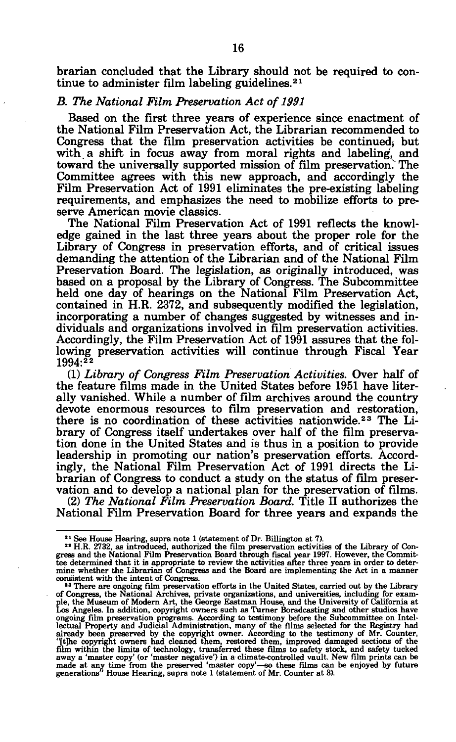brarian concluded that the Library should not be required to continue to administer film labeling guidelines.[21]

### *B. The National Film Preservation Act of 1991*

Based on the first three years of experience since enactment of the National Film Preservation Act, the Librarian recommended to Congress that the film preservation activities be continued; but with a shift in focus away from moral rights and labeling, and toward the universally supported mission of film preservation. The Committee agrees with this new approach, and accordingly the Film Preservation Act of 1991 eliminates the pre-existing labeling requirements, and emphasizes the need to mobilize efforts to preserve American movie classics.

The National Film Preservation Act of 1991 reflects the knowledge gained in the last three years about the proper role for the Library of Congress in preservation efforts, and of critical issues demanding the attention of the Librarian and of the National Film Preservation Board. The legislation, as originally introduced, was based on a proposal by the Library of Congress. The Subcommittee held one day of hearings on the National Film Preservation Act, contained in H.R. 2372, and subsequently modified the legislation, incorporating a number of changes suggested by witnesses and individuals and organizations involved in film preservation activities. Accordingly, the Film Preservation Act of 1991 assures that the following preservation activities will continue through Fiscal Year 1994:[22]

(1) *Library of Congress Film Preservation Activities.* Over half of the feature films made in the United States before 1951 have literally vanished. While a number of film archives around the country devote enormous resources to film preservation and restoration, there is no coordination of these activities nationwide.[23] The Library of Congress itself undertakes over half of the film preservation done in the United States and is thus in a position to provide leadership in promoting our nation's preservation efforts. Accordingly, the National Film Preservation Act of 1991 directs the Librarian of Congress to conduct a study on the status of film preservation and to develop a national plan for the preservation of films.

(2) *The National Film Preservation Board.* Title II authorizes the National Film Preservation Board for three years and expands the

---

[21] See House Hearing, supra note 1 (statement of Dr. Billington at 7).

[22] H.R. 2732, as introduced, authorized the film preservation activities of the Library of Congress and the National Film Preservation Board through fiscal year 1997. However, the Committee determined that it is appropriate to review the activities after three years in order to determine whether the Librarian of Congress and the Board are implementing the Act in a manner consistent with the intent of Congress.

[23] There are ongoing film preservation efforts in the United States, carried out by the Library of Congress, the National Archives, private organizations, and universities, including for example, the Museum of Modern Art, the George Eastman House, and the University of California at Los Angeles. In addition, copyright owners such as Turner Boradcasting and other studios have ongoing film preservation programs. According to testimony before the Subcommittee on Intellectual Property and Judicial Administration, many of the films selected for the Registry had already been preserved by the copyright owner. According to the testimony of Mr. Counter, "[t]he copyright owners had cleaned them, restored them, improved damaged sections of the film within the limits of technology, transferred these films to safety stock, and safety tucked away a 'master copy' (or 'master negative') in a climate-controlled vault. New film prints can be made at any time from the preserved 'master copy'—so these films can be enjoyed by future generations" House Hearing, supra note 1 (statement of Mr. Counter at 3).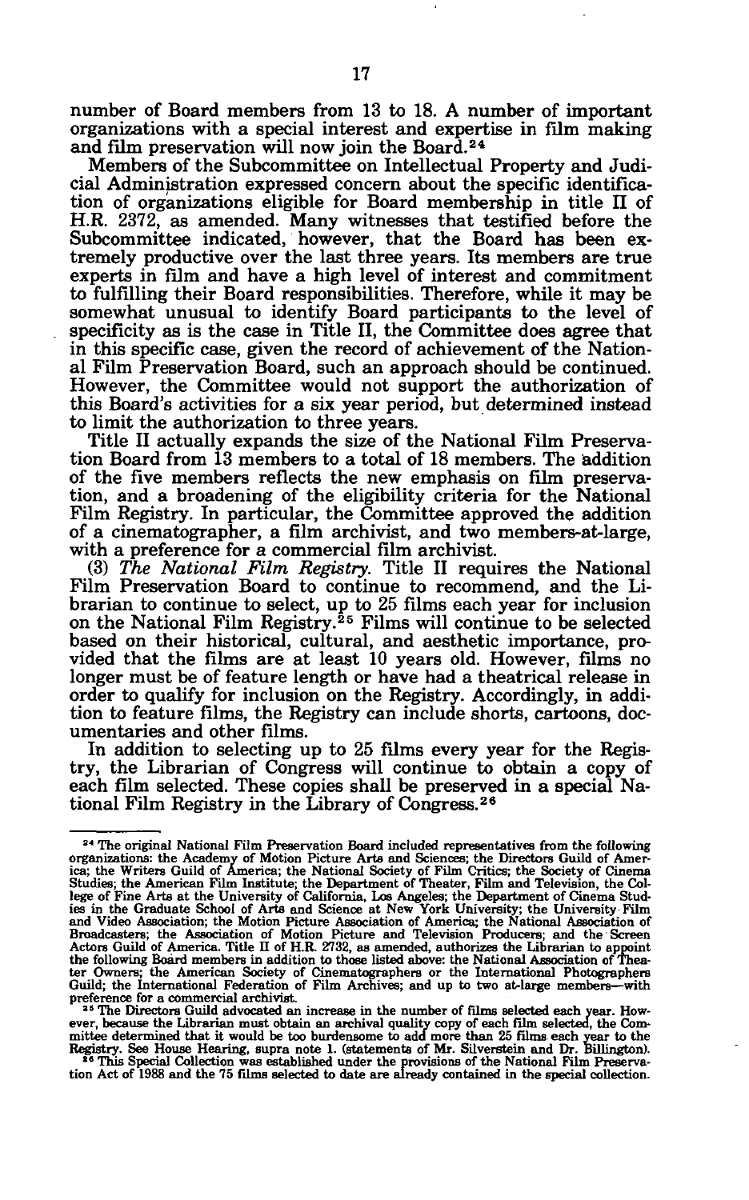number of Board members from 13 to 18. A number of important organizations with a special interest and expertise in film making and film preservation will now join the Board.[24]

Members of the Subcommittee on Intellectual Property and Judicial Administration expressed concern about the specific identification of organizations eligible for Board membership in title II of H.R. 2372, as amended. Many witnesses that testified before the Subcommittee indicated, however, that the Board has been extremely productive over the last three years. Its members are true experts in film and have a high level of interest and commitment to fulfilling their Board responsibilities. Therefore, while it may be somewhat unusual to identify Board participants to the level of specificity as is the case in Title II, the Committee does agree that in this specific case, given the record of achievement of the National Film Preservation Board, such an approach should be continued. However, the Committee would not support the authorization of this Board's activities for a six year period, but determined instead to limit the authorization to three years.

Title II actually expands the size of the National Film Preservation Board from 13 members to a total of 18 members. The addition of the five members reflects the new emphasis on film preservation, and a broadening of the eligibility criteria for the National Film Registry. In particular, the Committee approved the addition of a cinematographer, a film archivist, and two members-at-large, with a preference for a commercial film archivist.

(3) *The National Film Registry.* Title II requires the National Film Preservation Board to continue to recommend, and the Librarian to continue to select, up to 25 films each year for inclusion on the National Film Registry.[25] Films will continue to be selected based on their historical, cultural, and aesthetic importance, provided that the films are at least 10 years old. However, films no longer must be of feature length or have had a theatrical release in order to qualify for inclusion on the Registry. Accordingly, in addition to feature films, the Registry can include shorts, cartoons, documentaries and other films.

In addition to selecting up to 25 films every year for the Registry, the Librarian of Congress will continue to obtain a copy of each film selected. These copies shall be preserved in a special National Film Registry in the Library of Congress.[26]

---

[24] The original National Film Preservation Board included representatives from the following organizations: the Academy of Motion Picture Arts and Sciences; the Directors Guild of America; the Writers Guild of America; the National Society of Film Critics; the Society of Cinema Studies; the American Film Institute; the Department of Theater, Film and Television, the College of Fine Arts at the University of California, Los Angeles; the Department of Cinema Studies in the Graduate School of Arts and Science at New York University; the University Film and Video Association; the Motion Picture Association of America; the National Association of Broadcasters; the Association of Motion Picture and Television Producers; and the Screen Actors Guild of America. Title II of H.R. 2732, as amended, authorizes the Librarian to appoint the following Board members in addition to those listed above: the National Association of Theater Owners; the American Society of Cinematographers or the International Photographers Guild; the International Federation of Film Archives; and up to two at-large members—with preference for a commercial archivist.

[25] The Directors Guild advocated an increase in the number of films selected each year. However, because the Librarian must obtain an archival quality copy of each film selected, the Committee determined that it would be too burdensome to add more than 25 films each year to the Registry. See House Hearing, supra note 1. (statements of Mr. Silverstein and Dr. Billington).

[26] This Special Collection was established under the provisions of the National Film Preservation Act of 1988 and the 75 films selected to date are already contained in the special collection.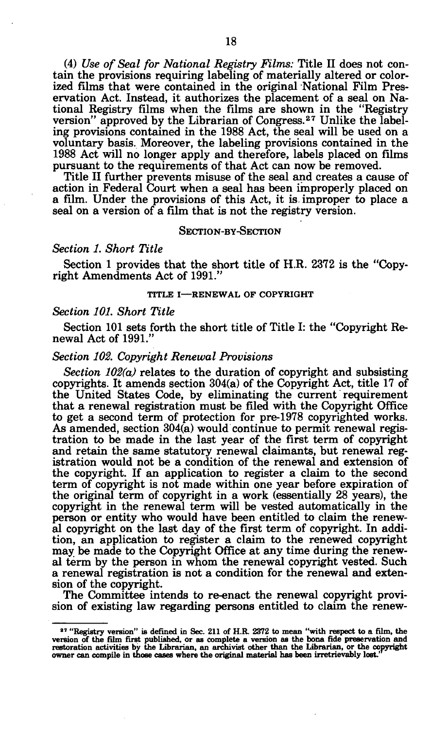(4) *Use of Seal for National Registry Films:* Title II does not contain the provisions requiring labeling of materially altered or colorized films that were contained in the original National Film Preservation Act. Instead, it authorizes the placement of a seal on National Registry films when the films are shown in the "Registry version" approved by the Librarian of Congress.[27] Unlike the labeling provisions contained in the 1988 Act, the seal will be used on a voluntary basis. Moreover, the labeling provisions contained in the 1988 Act will no longer apply and therefore, labels placed on films pursuant to the requirements of that Act can now be removed.

Title II further prevents misuse of the seal and creates a cause of action in Federal Court when a seal has been improperly placed on a film. Under the provisions of this Act, it is improper to place a seal on a version of a film that is not the registry version.

## SECTION-BY-SECTION

### *Section 1. Short Title*

Section 1 provides that the short title of H.R. 2372 is the "Copyright Amendments Act of 1991."

## TITLE I—RENEWAL OF COPYRIGHT

### *Section 101. Short Title*

Section 101 sets forth the short title of Title I: the "Copyright Renewal Act of 1991."

### *Section 102. Copyright Renewal Provisions*

*Section 102(a)* relates to the duration of copyright and subsisting copyrights. It amends section 304(a) of the Copyright Act, title 17 of the United States Code, by eliminating the current requirement that a renewal registration must be filed with the Copyright Office to get a second term of protection for pre-1978 copyrighted works. As amended, section 304(a) would continue to permit renewal registration to be made in the last year of the first term of copyright and retain the same statutory renewal claimants, but renewal registration would not be a condition of the renewal and extension of the copyright. If an application to register a claim to the second term of copyright is not made within one year before expiration of the original term of copyright in a work (essentially 28 years), the copyright in the renewal term will be vested automatically in the person or entity who would have been entitled to claim the renewal copyright on the last day of the first term of copyright. In addition, an application to register a claim to the renewed copyright may be made to the Copyright Office at any time during the renewal term by the person in whom the renewal copyright vested. Such a renewal registration is not a condition for the renewal and extension of the copyright.

The Committee intends to re-enact the renewal copyright provision of existing law regarding persons entitled to claim the renew-

---

[27] "Registry version" is defined in Sec. 211 of H.R. 2372 to mean "with respect to a film, the version of the film first published, or as complete a version as the bona fide preservation and restoration activities by the Librarian, an archivist other than the Librarian, or the copyright owner can compile in those cases where the original material has been irretrievably lost."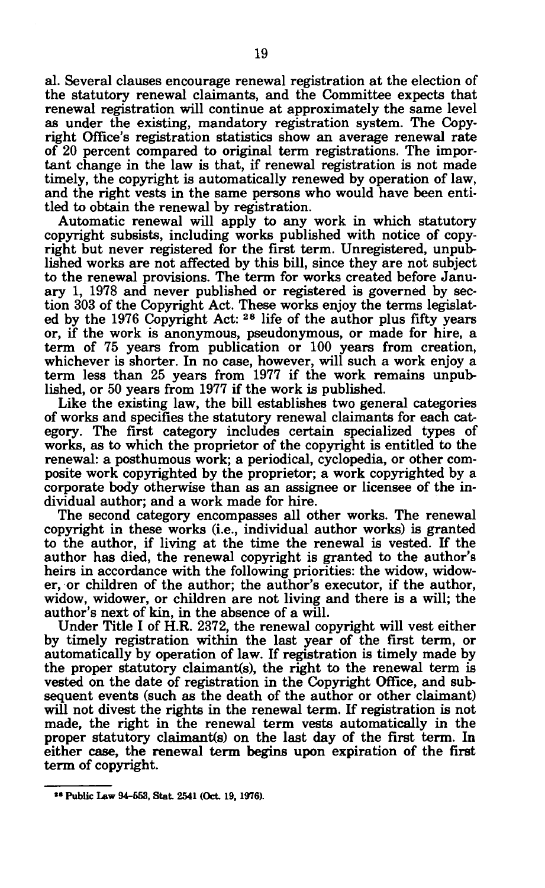al. Several clauses encourage renewal registration at the election of the statutory renewal claimants, and the Committee expects that renewal registration will continue at approximately the same level as under the existing, mandatory registration system. The Copyright Office's registration statistics show an average renewal rate of 20 percent compared to original term registrations. The important change in the law is that, if renewal registration is not made timely, the copyright is automatically renewed by operation of law, and the right vests in the same persons who would have been entitled to obtain the renewal by registration.

Automatic renewal will apply to any work in which statutory copyright subsists, including works published with notice of copyright but never registered for the first term. Unregistered, unpublished works are not affected by this bill, since they are not subject to the renewal provisions. The term for works created before January 1, 1978 and never published or registered is governed by section 303 of the Copyright Act. These works enjoy the terms legislated by the 1976 Copyright Act: [28] life of the author plus fifty years or, if the work is anonymous, pseudonymous, or made for hire, a term of 75 years from publication or 100 years from creation, whichever is shorter. In no case, however, will such a work enjoy a term less than 25 years from 1977 if the work remains unpublished, or 50 years from 1977 if the work is published.

Like the existing law, the bill establishes two general categories of works and specifies the statutory renewal claimants for each category. The first category includes certain specialized types of works, as to which the proprietor of the copyright is entitled to the renewal: a posthumous work; a periodical, cyclopedia, or other composite work copyrighted by the proprietor; a work copyrighted by a corporate body otherwise than as an assignee or licensee of the individual author; and a work made for hire.

The second category encompasses all other works. The renewal copyright in these works (i.e., individual author works) is granted to the author, if living at the time the renewal is vested. If the author has died, the renewal copyright is granted to the author's heirs in accordance with the following priorities: the widow, widower, or children of the author; the author's executor, if the author, widow, widower, or children are not living and there is a will; the author's next of kin, in the absence of a will.

Under Title I of H.R. 2372, the renewal copyright will vest either by timely registration within the last year of the first term, or automatically by operation of law. If registration is timely made by the proper statutory claimant(s), the right to the renewal term is vested on the date of registration in the Copyright Office, and subsequent events (such as the death of the author or other claimant) will not divest the rights in the renewal term. If registration is not made, the right in the renewal term vests automatically in the proper statutory claimant(s) on the last day of the first term. In either case, the renewal term begins upon expiration of the first term of copyright.

---

[28] Public Law 94-553, Stat. 2541 (Oct. 19, 1976).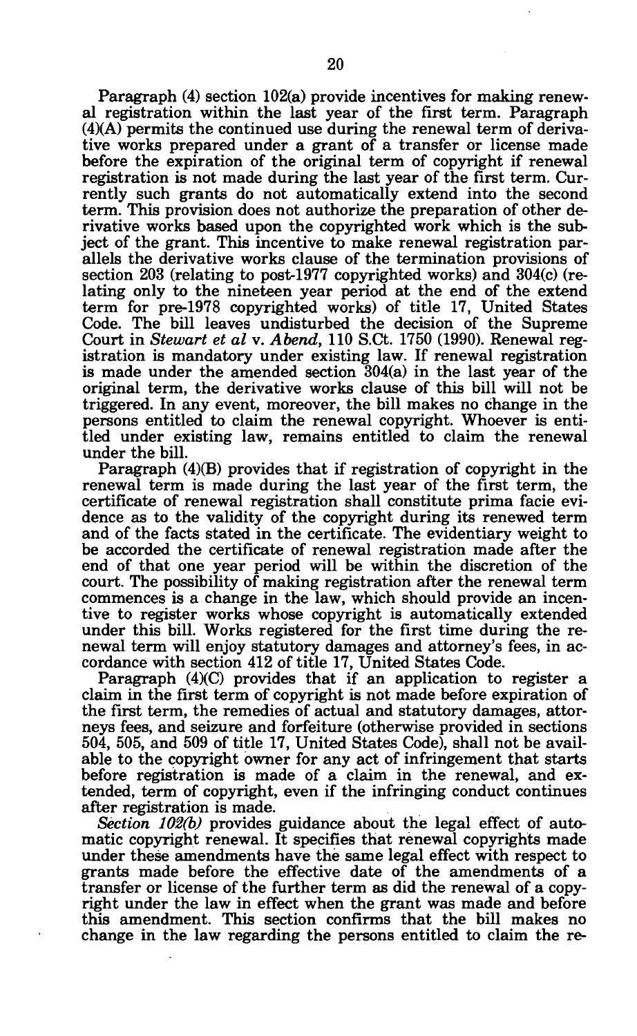Paragraph (4) section 102(a) provide incentives for making renewal registration within the last year of the first term. Paragraph (4)(A) permits the continued use during the renewal term of derivative works prepared under a grant of a transfer or license made before the expiration of the original term of copyright if renewal registration is not made during the last year of the first term. Currently such grants do not automatically extend into the second term. This provision does not authorize the preparation of other derivative works based upon the copyrighted work which is the subject of the grant. This incentive to make renewal registration parallels the derivative works clause of the termination provisions of section 203 (relating to post-1977 copyrighted works) and 304(c) (relating only to the nineteen year period at the end of the extend term for pre-1978 copyrighted works) of title 17, United States Code. The bill leaves undisturbed the decision of the Supreme Court in *Stewart et al* v. *Abend*, 110 S.Ct. 1750 (1990). Renewal registration is mandatory under existing law. If renewal registration is made under the amended section 304(a) in the last year of the original term, the derivative works clause of this bill will not be triggered. In any event, moreover, the bill makes no change in the persons entitled to claim the renewal copyright. Whoever is entitled under existing law, remains entitled to claim the renewal under the bill.

Paragraph (4)(B) provides that if registration of copyright in the renewal term is made during the last year of the first term, the certificate of renewal registration shall constitute prima facie evidence as to the validity of the copyright during its renewed term and of the facts stated in the certificate. The evidentiary weight to be accorded the certificate of renewal registration made after the end of that one year period will be within the discretion of the court. The possibility of making registration after the renewal term commences is a change in the law, which should provide an incentive to register works whose copyright is automatically extended under this bill. Works registered for the first time during the renewal term will enjoy statutory damages and attorney's fees, in accordance with section 412 of title 17, United States Code.

Paragraph (4)(C) provides that if an application to register a claim in the first term of copyright is not made before expiration of the first term, the remedies of actual and statutory damages, attorneys fees, and seizure and forfeiture (otherwise provided in sections 504, 505, and 509 of title 17, United States Code), shall not be available to the copyright owner for any act of infringement that starts before registration is made of a claim in the renewal, and extended, term of copyright, even if the infringing conduct continues after registration is made.

*Section 102(b)* provides guidance about the legal effect of automatic copyright renewal. It specifies that renewal copyrights made under these amendments have the same legal effect with respect to grants made before the effective date of the amendments of a transfer or license of the further term as did the renewal of a copyright under the law in effect when the grant was made and before this amendment. This section confirms that the bill makes no change in the law regarding the persons entitled to claim the re-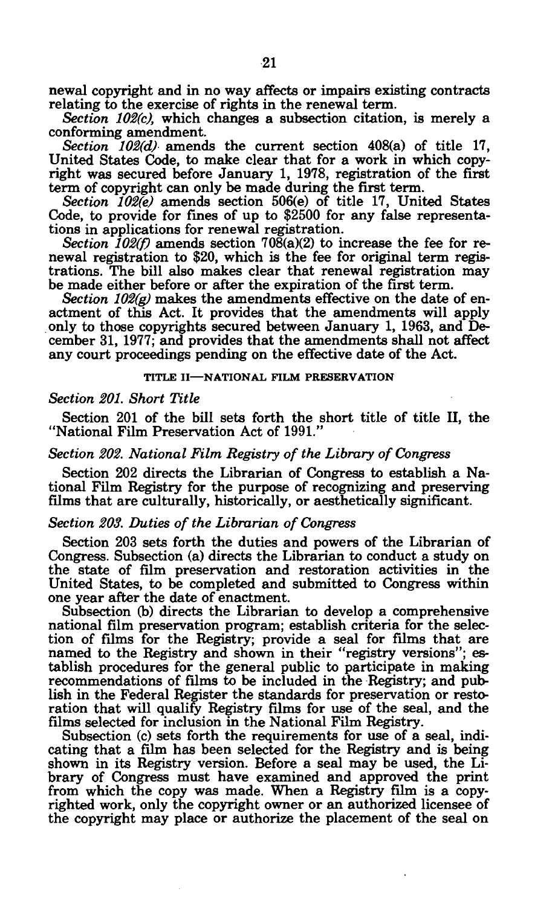newal copyright and in no way affects or impairs existing contracts relating to the exercise of rights in the renewal term.

*Section 102(c),* which changes a subsection citation, is merely a conforming amendment.

*Section 102(d)* amends the current section 408(a) of title 17, United States Code, to make clear that for a work in which copyright was secured before January 1, 1978, registration of the first term of copyright can only be made during the first term.

*Section 102(e)* amends section 506(e) of title 17, United States Code, to provide for fines of up to $2500 for any false representations in applications for renewal registration.

*Section 102(f)* amends section 708(a)(2) to increase the fee for renewal registration to $20, which is the fee for original term registrations. The bill also makes clear that renewal registration may be made either before or after the expiration of the first term.

*Section 102(g)* makes the amendments effective on the date of enactment of this Act. It provides that the amendments will apply only to those copyrights secured between January 1, 1963, and December 31, 1977; and provides that the amendments shall not affect any court proceedings pending on the effective date of the Act.

## TITLE II—NATIONAL FILM PRESERVATION

### *Section 201. Short Title*

Section 201 of the bill sets forth the short title of title II, the "National Film Preservation Act of 1991."

### *Section 202. National Film Registry of the Library of Congress*

Section 202 directs the Librarian of Congress to establish a National Film Registry for the purpose of recognizing and preserving films that are culturally, historically, or aesthetically significant.

### *Section 203. Duties of the Librarian of Congress*

Section 203 sets forth the duties and powers of the Librarian of Congress. Subsection (a) directs the Librarian to conduct a study on the state of film preservation and restoration activities in the United States, to be completed and submitted to Congress within one year after the date of enactment.

Subsection (b) directs the Librarian to develop a comprehensive national film preservation program; establish criteria for the selection of films for the Registry; provide a seal for films that are named to the Registry and shown in their "registry versions"; establish procedures for the general public to participate in making recommendations of films to be included in the Registry; and publish in the Federal Register the standards for preservation or restoration that will qualify Registry films for use of the seal, and the films selected for inclusion in the National Film Registry.

Subsection (c) sets forth the requirements for use of a seal, indicating that a film has been selected for the Registry and is being shown in its Registry version. Before a seal may be used, the Library of Congress must have examined and approved the print from which the copy was made. When a Registry film is a copyrighted work, only the copyright owner or an authorized licensee of the copyright may place or authorize the placement of the seal on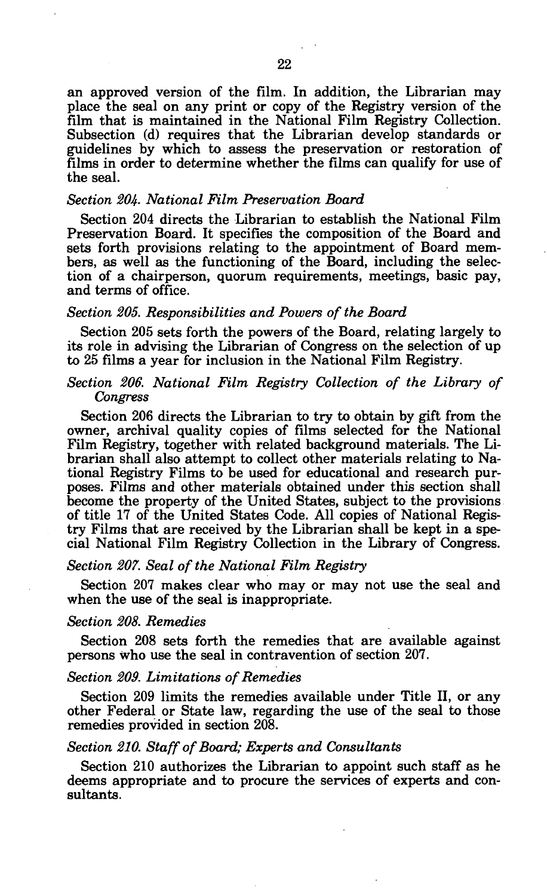an approved version of the film. In addition, the Librarian may place the seal on any print or copy of the Registry version of the film that is maintained in the National Film Registry Collection. Subsection (d) requires that the Librarian develop standards or guidelines by which to assess the preservation or restoration of films in order to determine whether the films can qualify for use of the seal.

*Section 204. National Film Preservation Board*

Section 204 directs the Librarian to establish the National Film Preservation Board. It specifies the composition of the Board and sets forth provisions relating to the appointment of Board members, as well as the functioning of the Board, including the selection of a chairperson, quorum requirements, meetings, basic pay, and terms of office.

*Section 205. Responsibilities and Powers of the Board*

Section 205 sets forth the powers of the Board, relating largely to its role in advising the Librarian of Congress on the selection of up to 25 films a year for inclusion in the National Film Registry.

*Section 206. National Film Registry Collection of the Library of Congress*

Section 206 directs the Librarian to try to obtain by gift from the owner, archival quality copies of films selected for the National Film Registry, together with related background materials. The Librarian shall also attempt to collect other materials relating to National Registry Films to be used for educational and research purposes. Films and other materials obtained under this section shall become the property of the United States, subject to the provisions of title 17 of the United States Code. All copies of National Registry Films that are received by the Librarian shall be kept in a special National Film Registry Collection in the Library of Congress.

*Section 207. Seal of the National Film Registry*

Section 207 makes clear who may or may not use the seal and when the use of the seal is inappropriate.

*Section 208. Remedies*

Section 208 sets forth the remedies that are available against persons who use the seal in contravention of section 207.

*Section 209. Limitations of Remedies*

Section 209 limits the remedies available under Title II, or any other Federal or State law, regarding the use of the seal to those remedies provided in section 208.

*Section 210. Staff of Board; Experts and Consultants*

Section 210 authorizes the Librarian to appoint such staff as he deems appropriate and to procure the services of experts and consultants.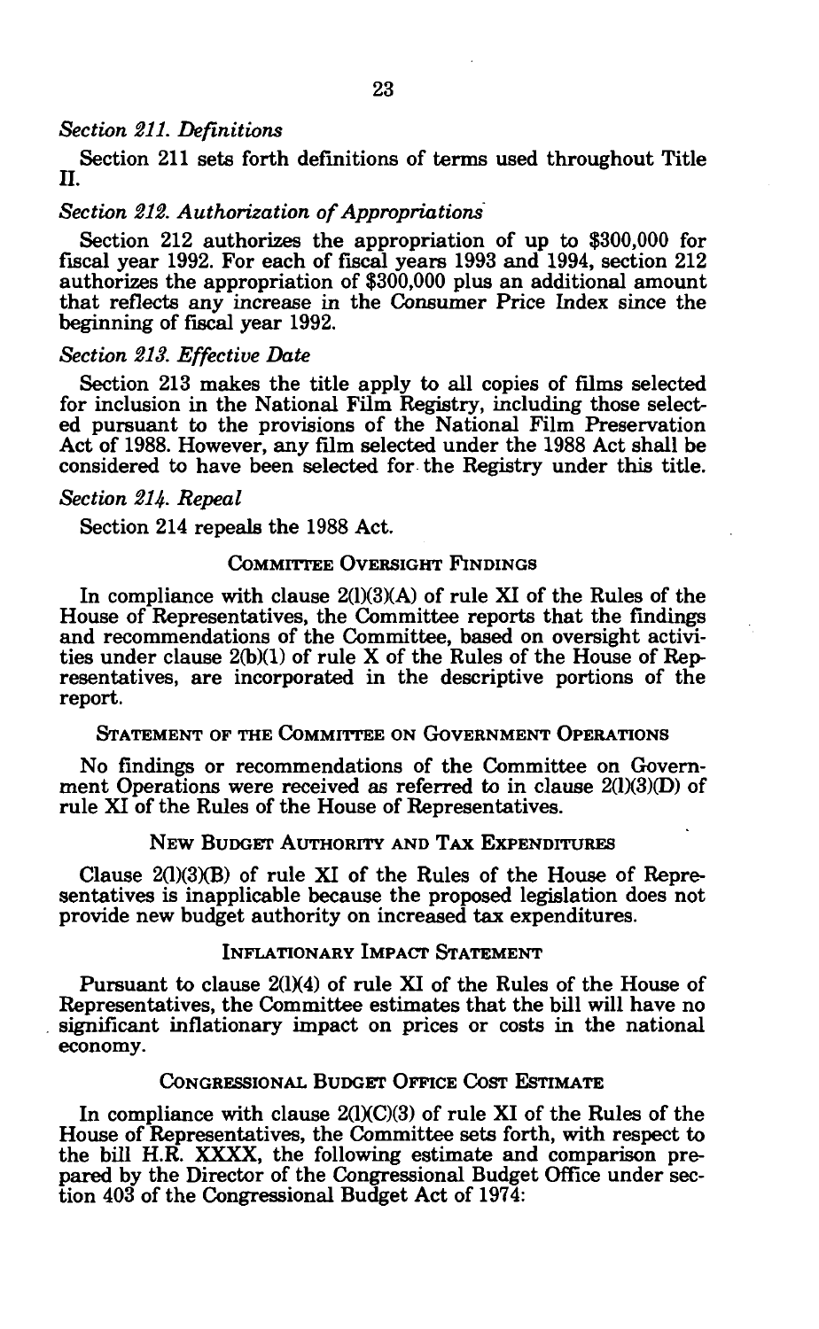*Section 211. Definitions*

Section 211 sets forth definitions of terms used throughout Title II.

*Section 212. Authorization of Appropriations*

Section 212 authorizes the appropriation of up to $300,000 for fiscal year 1992. For each of fiscal years 1993 and 1994, section 212 authorizes the appropriation of $300,000 plus an additional amount that reflects any increase in the Consumer Price Index since the beginning of fiscal year 1992.

*Section 213. Effective Date*

Section 213 makes the title apply to all copies of films selected for inclusion in the National Film Registry, including those selected pursuant to the provisions of the National Film Preservation Act of 1988. However, any film selected under the 1988 Act shall be considered to have been selected for the Registry under this title.

*Section 214. Repeal*

Section 214 repeals the 1988 Act.

## COMMITTEE OVERSIGHT FINDINGS

In compliance with clause 2(l)(3)(A) of rule XI of the Rules of the House of Representatives, the Committee reports that the findings and recommendations of the Committee, based on oversight activities under clause 2(b)(1) of rule X of the Rules of the House of Representatives, are incorporated in the descriptive portions of the report.

## STATEMENT OF THE COMMITTEE ON GOVERNMENT OPERATIONS

No findings or recommendations of the Committee on Government Operations were received as referred to in clause 2(l)(3)(D) of rule XI of the Rules of the House of Representatives.

## NEW BUDGET AUTHORITY AND TAX EXPENDITURES

Clause 2(l)(3)(B) of rule XI of the Rules of the House of Representatives is inapplicable because the proposed legislation does not provide new budget authority on increased tax expenditures.

## INFLATIONARY IMPACT STATEMENT

Pursuant to clause 2(l)(4) of rule XI of the Rules of the House of Representatives, the Committee estimates that the bill will have no significant inflationary impact on prices or costs in the national economy.

## CONGRESSIONAL BUDGET OFFICE COST ESTIMATE

In compliance with clause 2(l)(C)(3) of rule XI of the Rules of the House of Representatives, the Committee sets forth, with respect to the bill H.R. XXXX, the following estimate and comparison prepared by the Director of the Congressional Budget Office under section 403 of the Congressional Budget Act of 1974: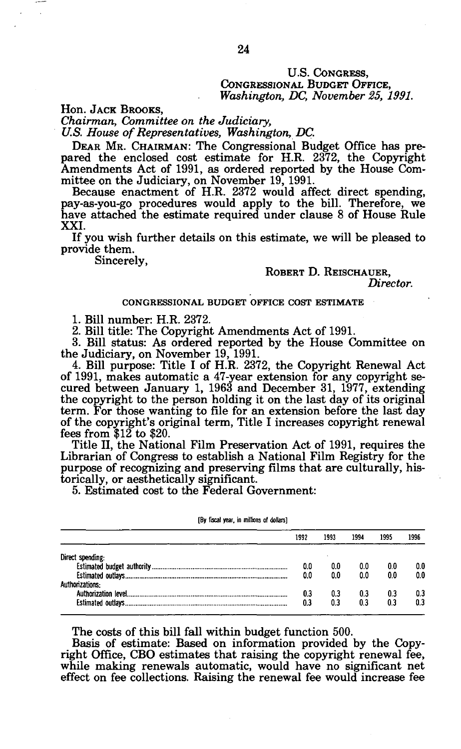U.S. CONGRESS,
CONGRESSIONAL BUDGET OFFICE,
*Washington, DC, November 25, 1991.*

Hon. JACK BROOKS,
*Chairman, Committee on the Judiciary,*
*U.S. House of Representatives, Washington, DC.*

DEAR MR. CHAIRMAN: The Congressional Budget Office has prepared the enclosed cost estimate for H.R. 2372, the Copyright Amendments Act of 1991, as ordered reported by the House Committee on the Judiciary, on November 19, 1991.

Because enactment of H.R. 2372 would affect direct spending, pay-as-you-go procedures would apply to the bill. Therefore, we have attached the estimate required under clause 8 of House Rule XXI.

If you wish further details on this estimate, we will be pleased to provide them.

Sincerely,

ROBERT D. REISCHAUER,
*Director.*

CONGRESSIONAL BUDGET OFFICE COST ESTIMATE

1. Bill number: H.R. 2372.

2. Bill title: The Copyright Amendments Act of 1991.

3. Bill status: As ordered reported by the House Committee on the Judiciary, on November 19, 1991.

4. Bill purpose: Title I of H.R. 2372, the Copyright Renewal Act of 1991, makes automatic a 47-year extension for any copyright secured between January 1, 1963 and December 31, 1977, extending the copyright to the person holding it on the last day of its original term. For those wanting to file for an extension before the last day of the copyright's original term, Title I increases copyright renewal fees from $12 to $20.

Title II, the National Film Preservation Act of 1991, requires the Librarian of Congress to establish a National Film Registry for the purpose of recognizing and preserving films that are culturally, historically, or aesthetically significant.

5. Estimated cost to the Federal Government:

[By fiscal year, in millions of dollars]

| | 1992 | 1993 | 1994 | 1995 | 1996 |
|---|---|---|---|---|---|
| Direct spending: | | | | | |
| Estimated budget authority | 0.0 | 0.0 | 0.0 | 0.0 | 0.0 |
| Estimated outlays | 0.0 | 0.0 | 0.0 | 0.0 | 0.0 |
| Authorizations: | | | | | |
| Authorization level | 0.3 | 0.3 | 0.3 | 0.3 | 0.3 |
| Estimated outlays | 0.3 | 0.3 | 0.3 | 0.3 | 0.3 |

The costs of this bill fall within budget function 500.

Basis of estimate: Based on information provided by the Copyright Office, CBO estimates that raising the copyright renewal fee, while making renewals automatic, would have no significant net effect on fee collections. Raising the renewal fee would increase fee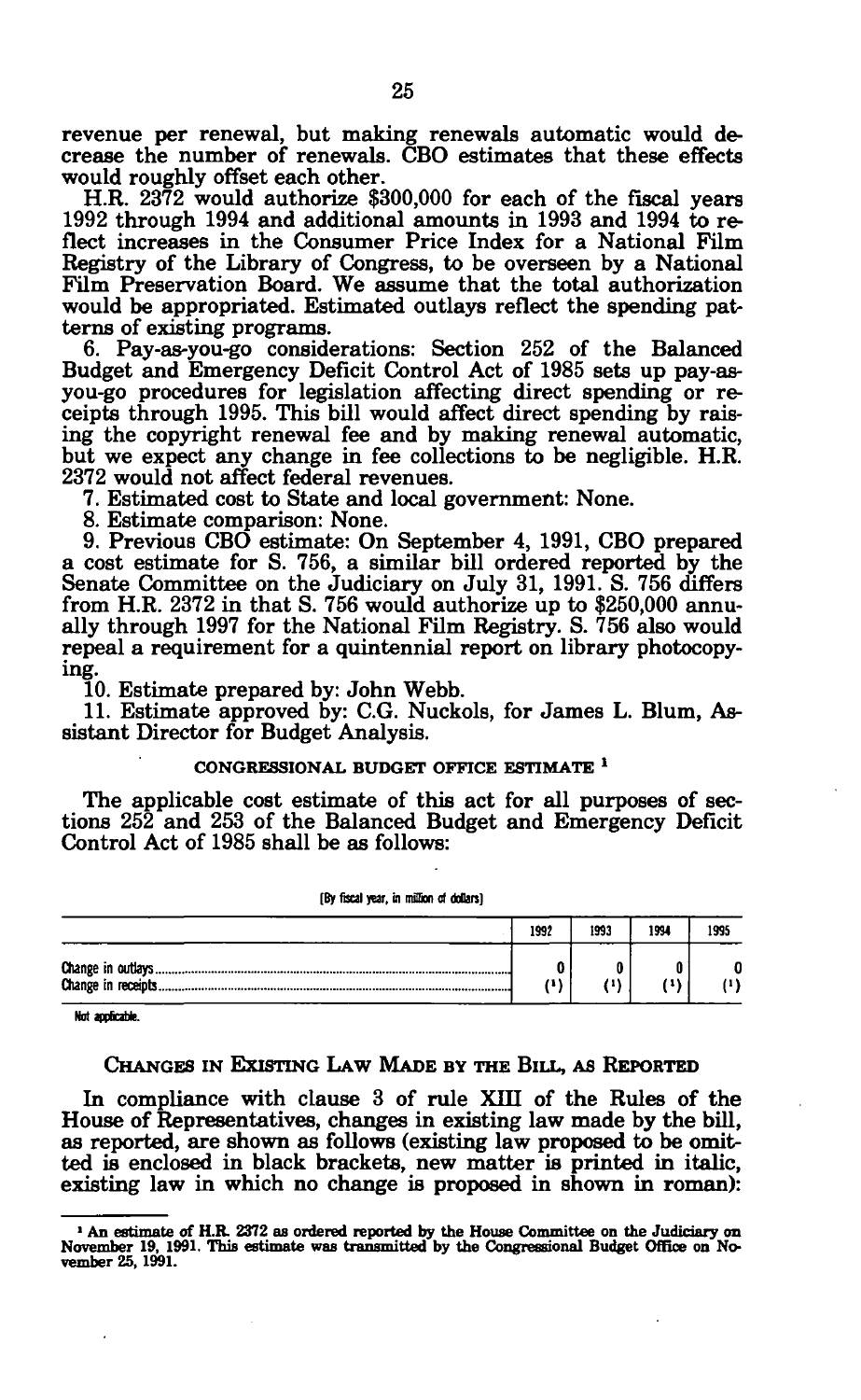revenue per renewal, but making renewals automatic would decrease the number of renewals. CBO estimates that these effects would roughly offset each other.

H.R. 2372 would authorize $300,000 for each of the fiscal years 1992 through 1994 and additional amounts in 1993 and 1994 to reflect increases in the Consumer Price Index for a National Film Registry of the Library of Congress, to be overseen by a National Film Preservation Board. We assume that the total authorization would be appropriated. Estimated outlays reflect the spending patterns of existing programs.

6. Pay-as-you-go considerations: Section 252 of the Balanced Budget and Emergency Deficit Control Act of 1985 sets up pay-as-you-go procedures for legislation affecting direct spending or receipts through 1995. This bill would affect direct spending by raising the copyright renewal fee and by making renewal automatic, but we expect any change in fee collections to be negligible. H.R. 2372 would not affect federal revenues.

7. Estimated cost to State and local government: None.

8. Estimate comparison: None.

9. Previous CBO estimate: On September 4, 1991, CBO prepared a cost estimate for S. 756, a similar bill ordered reported by the Senate Committee on the Judiciary on July 31, 1991. S. 756 differs from H.R. 2372 in that S. 756 would authorize up to $250,000 annually through 1997 for the National Film Registry. S. 756 also would repeal a requirement for a quintennial report on library photocopying.

10. Estimate prepared by: John Webb.

11. Estimate approved by: C.G. Nuckols, for James L. Blum, Assistant Director for Budget Analysis.

CONGRESSIONAL BUDGET OFFICE ESTIMATE [1]

The applicable cost estimate of this act for all purposes of sections 252 and 253 of the Balanced Budget and Emergency Deficit Control Act of 1985 shall be as follows:

[By fiscal year, in million of dollars]

| | 1992 | 1993 | 1994 | 1995 |
|---|---|---|---|---|
| Change in outlays | 0 | 0 | 0 | 0 |
| Change in receipts | (1) | (1) | (1) | (1) |

Not applicable.

## CHANGES IN EXISTING LAW MADE BY THE BILL, AS REPORTED

In compliance with clause 3 of rule XIII of the Rules of the House of Representatives, changes in existing law made by the bill, as reported, are shown as follows (existing law proposed to be omitted is enclosed in black brackets, new matter is printed in italic, existing law in which no change is proposed in shown in roman):

[1] An estimate of H.R. 2372 as ordered reported by the House Committee on the Judiciary on November 19, 1991. This estimate was transmitted by the Congressional Budget Office on November 25, 1991.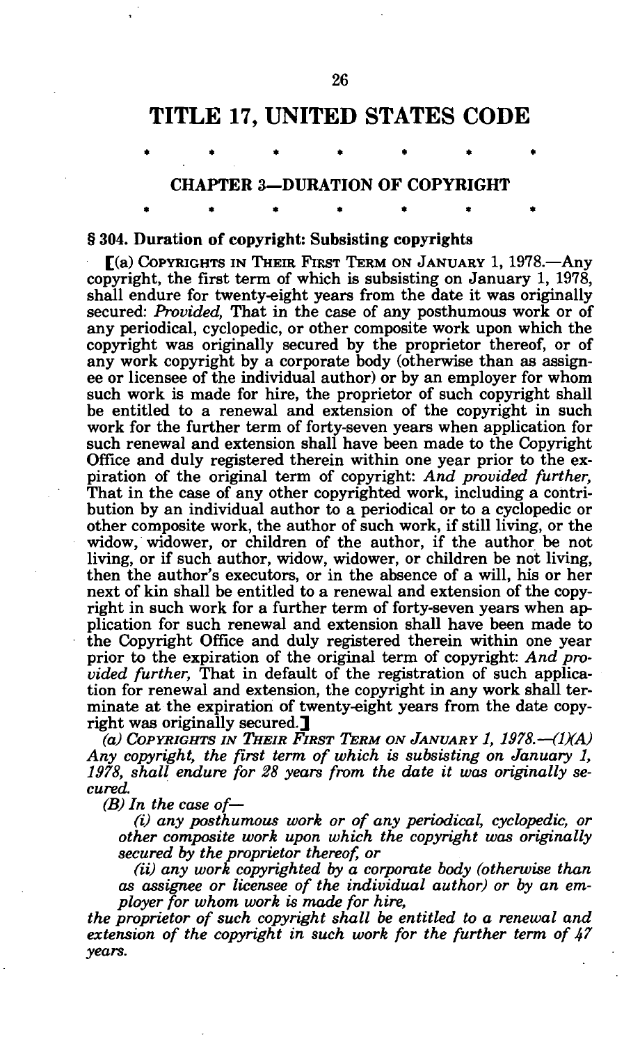# TITLE 17, UNITED STATES CODE

\* \* \* \* \* \* \*

## CHAPTER 3—DURATION OF COPYRIGHT

\* \* \* \* \* \* \*

### § 304. Duration of copyright: Subsisting copyrights

[(a) COPYRIGHTS IN THEIR FIRST TERM ON JANUARY 1, 1978.—Any copyright, the first term of which is subsisting on January 1, 1978, shall endure for twenty-eight years from the date it was originally secured: *Provided,* That in the case of any posthumous work or of any periodical, cyclopedic, or other composite work upon which the copyright was originally secured by the proprietor thereof, or of any work copyright by a corporate body (otherwise than as assignee or licensee of the individual author) or by an employer for whom such work is made for hire, the proprietor of such copyright shall be entitled to a renewal and extension of the copyright in such work for the further term of forty-seven years when application for such renewal and extension shall have been made to the Copyright Office and duly registered therein within one year prior to the expiration of the original term of copyright: *And provided further,* That in the case of any other copyrighted work, including a contribution by an individual author to a periodical or to a cyclopedic or other composite work, the author of such work, if still living, or the widow, widower, or children of the author, if the author be not living, or if such author, widow, widower, or children be not living, then the author's executors, or in the absence of a will, his or her next of kin shall be entitled to a renewal and extension of the copyright in such work for a further term of forty-seven years when application for such renewal and extension shall have been made to the Copyright Office and duly registered therein within one year prior to the expiration of the original term of copyright: *And provided further,* That in default of the registration of such application for renewal and extension, the copyright in any work shall terminate at the expiration of twenty-eight years from the date copyright was originally secured.]

*(a) COPYRIGHTS IN THEIR FIRST TERM ON JANUARY 1, 1978.—(1)(A) Any copyright, the first term of which is subsisting on January 1, 1978, shall endure for 28 years from the date it was originally secured.*

*(B) In the case of—*

*(i) any posthumous work or of any periodical, cyclopedic, or other composite work upon which the copyright was originally secured by the proprietor thereof, or*

*(ii) any work copyrighted by a corporate body (otherwise than as assignee or licensee of the individual author) or by an employer for whom work is made for hire,*

*the proprietor of such copyright shall be entitled to a renewal and extension of the copyright in such work for the further term of 47 years.*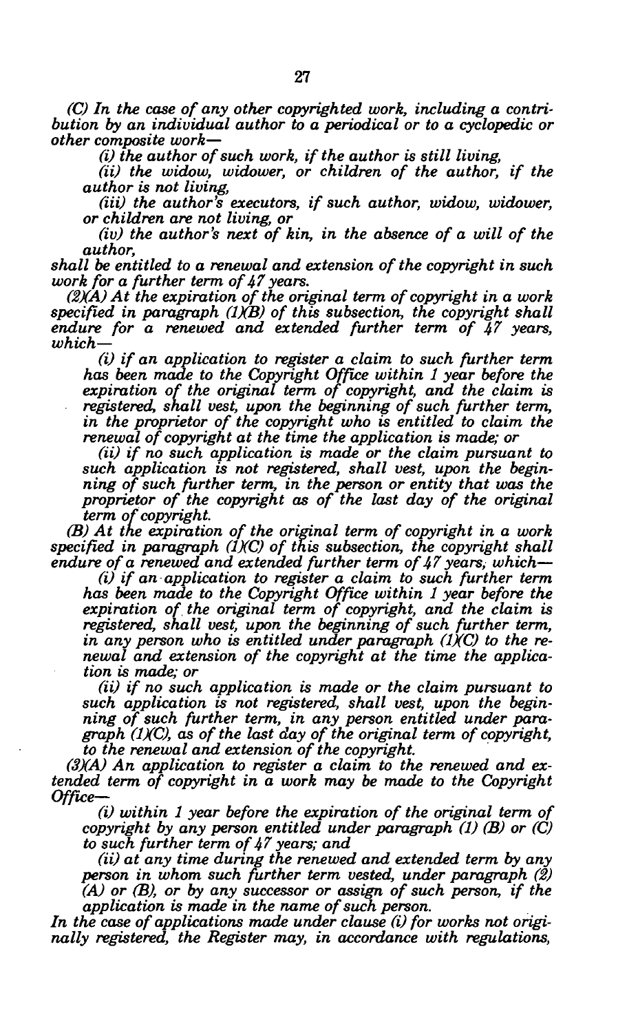*(C) In the case of any other copyrighted work, including a contribution by an individual author to a periodical or to a cyclopedic or other composite work—*

*(i) the author of such work, if the author is still living,*

*(ii) the widow, widower, or children of the author, if the author is not living,*

*(iii) the author's executors, if such author, widow, widower, or children are not living, or*

*(iv) the author's next of kin, in the absence of a will of the author,*

*shall be entitled to a renewal and extension of the copyright in such work for a further term of 47 years.*

*(2)(A) At the expiration of the original term of copyright in a work specified in paragraph (1)(B) of this subsection, the copyright shall endure for a renewed and extended further term of 47 years, which—*

*(i) if an application to register a claim to such further term has been made to the Copyright Office within 1 year before the expiration of the original term of copyright, and the claim is registered, shall vest, upon the beginning of such further term, in the proprietor of the copyright who is entitled to claim the renewal of copyright at the time the application is made; or*

*(ii) if no such application is made or the claim pursuant to such application is not registered, shall vest, upon the beginning of such further term, in the person or entity that was the proprietor of the copyright as of the last day of the original term of copyright.*

*(B) At the expiration of the original term of copyright in a work specified in paragraph (1)(C) of this subsection, the copyright shall endure of a renewed and extended further term of 47 years, which—*

*(i) if an application to register a claim to such further term has been made to the Copyright Office within 1 year before the expiration of the original term of copyright, and the claim is registered, shall vest, upon the beginning of such further term, in any person who is entitled under paragraph (1)(C) to the renewal and extension of the copyright at the time the application is made; or*

*(ii) if no such application is made or the claim pursuant to such application is not registered, shall vest, upon the beginning of such further term, in any person entitled under paragraph (1)(C), as of the last day of the original term of copyright, to the renewal and extension of the copyright.*

*(3)(A) An application to register a claim to the renewed and extended term of copyright in a work may be made to the Copyright Office—*

*(i) within 1 year before the expiration of the original term of copyright by any person entitled under paragraph (1) (B) or (C) to such further term of 47 years; and*

*(ii) at any time during the renewed and extended term by any person in whom such further term vested, under paragraph (2) (A) or (B), or by any successor or assign of such person, if the application is made in the name of such person.*

*In the case of applications made under clause (i) for works not originally registered, the Register may, in accordance with regulations,*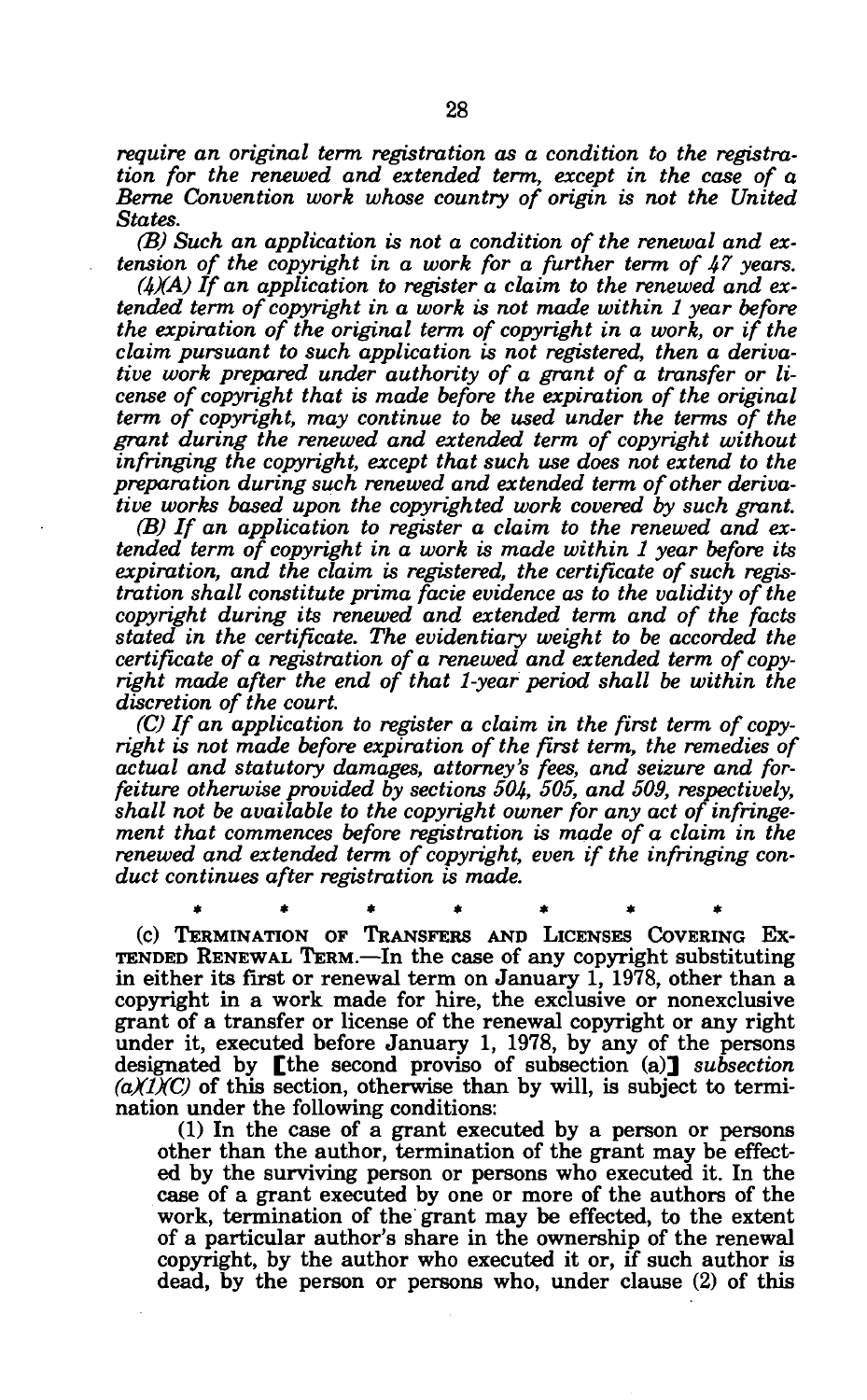*require an original term registration as a condition to the registration for the renewed and extended term, except in the case of a Berne Convention work whose country of origin is not the United States.*

*(B) Such an application is not a condition of the renewal and extension of the copyright in a work for a further term of 47 years.*

*(4)(A) If an application to register a claim to the renewed and extended term of copyright in a work is not made within 1 year before the expiration of the original term of copyright in a work, or if the claim pursuant to such application is not registered, then a derivative work prepared under authority of a grant of a transfer or license of copyright that is made before the expiration of the original term of copyright, may continue to be used under the terms of the grant during the renewed and extended term of copyright without infringing the copyright, except that such use does not extend to the preparation during such renewed and extended term of other derivative works based upon the copyrighted work covered by such grant.*

*(B) If an application to register a claim to the renewed and extended term of copyright in a work is made within 1 year before its expiration, and the claim is registered, the certificate of such registration shall constitute prima facie evidence as to the validity of the copyright during its renewed and extended term and of the facts stated in the certificate. The evidentiary weight to be accorded the certificate of a registration of a renewed and extended term of copyright made after the end of that 1-year period shall be within the discretion of the court.*

*(C) If an application to register a claim in the first term of copyright is not made before expiration of the first term, the remedies of actual and statutory damages, attorney's fees, and seizure and forfeiture otherwise provided by sections 504, 505, and 509, respectively, shall not be available to the copyright owner for any act of infringement that commences before registration is made of a claim in the renewed and extended term of copyright, even if the infringing conduct continues after registration is made.*

\* \* \* \* \* \* \*

(c) TERMINATION OF TRANSFERS AND LICENSES COVERING EXTENDED RENEWAL TERM.—In the case of any copyright substituting in either its first or renewal term on January 1, 1978, other than a copyright in a work made for hire, the exclusive or nonexclusive grant of a transfer or license of the renewal copyright or any right under it, executed before January 1, 1978, by any of the persons designated by [the second proviso of subsection (a)] *subsection (a)(1)(C)* of this section, otherwise than by will, is subject to termination under the following conditions:

(1) In the case of a grant executed by a person or persons other than the author, termination of the grant may be effected by the surviving person or persons who executed it. In the case of a grant executed by one or more of the authors of the work, termination of the grant may be effected, to the extent of a particular author's share in the ownership of the renewal copyright, by the author who executed it or, if such author is dead, by the person or persons who, under clause (2) of this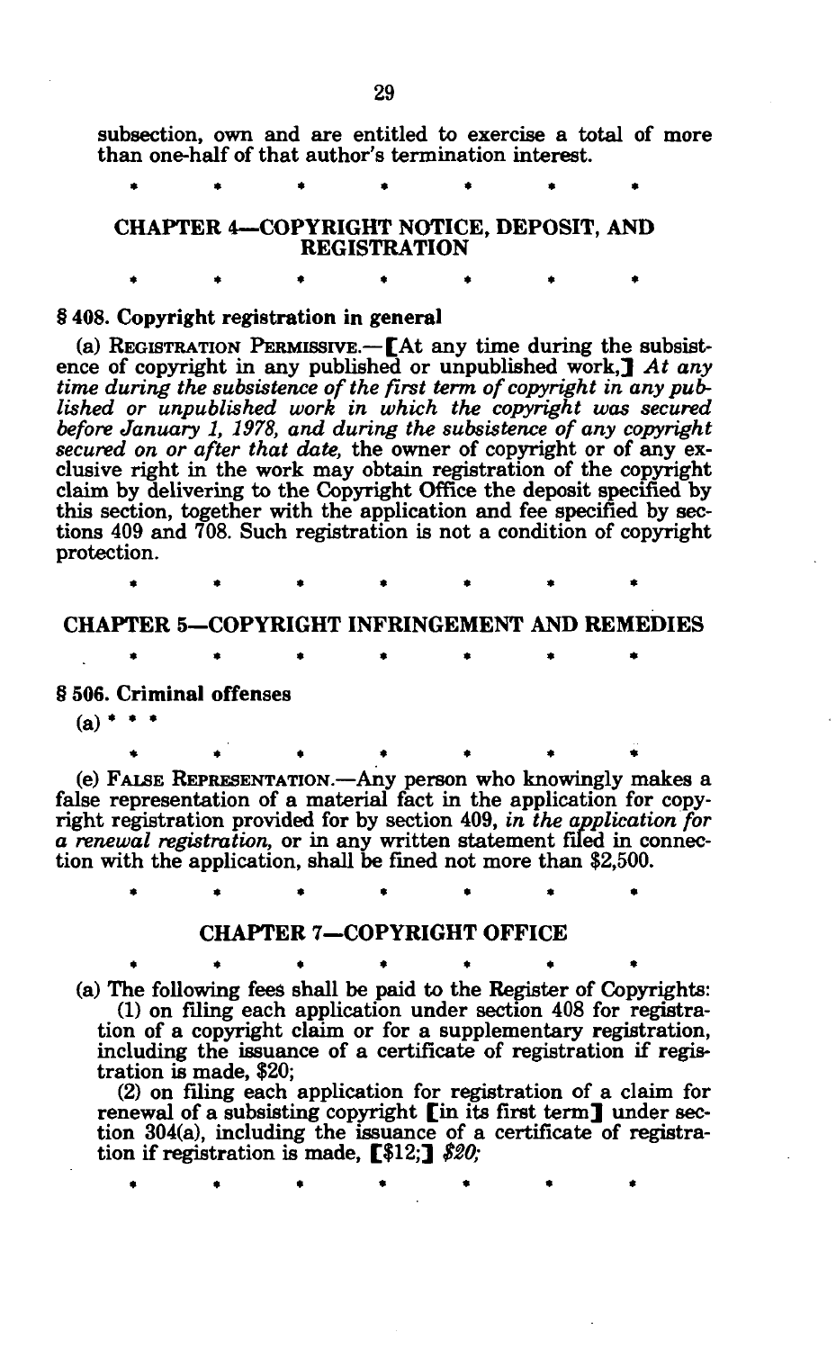subsection, own and are entitled to exercise a total of more than one-half of that author's termination interest.

\* \* \* \* \* \* \*

## CHAPTER 4—COPYRIGHT NOTICE, DEPOSIT, AND REGISTRATION

\* \* \* \* \* \* \*

### § 408. Copyright registration in general

(a) REGISTRATION PERMISSIVE.—[At any time during the subsistence of copyright in any published or unpublished work,] *At any time during the subsistence of the first term of copyright in any published or unpublished work in which the copyright was secured before January 1, 1978, and during the subsistence of any copyright secured on or after that date,* the owner of copyright or of any exclusive right in the work may obtain registration of the copyright claim by delivering to the Copyright Office the deposit specified by this section, together with the application and fee specified by sections 409 and 708. Such registration is not a condition of copyright protection.

\* \* \* \* \* \* \*

## CHAPTER 5—COPYRIGHT INFRINGEMENT AND REMEDIES

\* \* \* \* \* \* \*

### § 506. Criminal offenses

(a) \* \* \*

\* \* \* \* \* \* \*

(e) FALSE REPRESENTATION.—Any person who knowingly makes a false representation of a material fact in the application for copyright registration provided for by section 409, *in the application for a renewal registration,* or in any written statement filed in connection with the application, shall be fined not more than $2,500.

\* \* \* \* \* \* \*

## CHAPTER 7—COPYRIGHT OFFICE

\* \* \* \* \* \* \*

(a) The following fees shall be paid to the Register of Copyrights:

(1) on filing each application under section 408 for registration of a copyright claim or for a supplementary registration, including the issuance of a certificate of registration if registration is made, $20;

(2) on filing each application for registration of a claim for renewal of a subsisting copyright [in its first term] under section 304(a), including the issuance of a certificate of registration if registration is made, [$12;] *$20;*

\* \* \* \* \* \* \*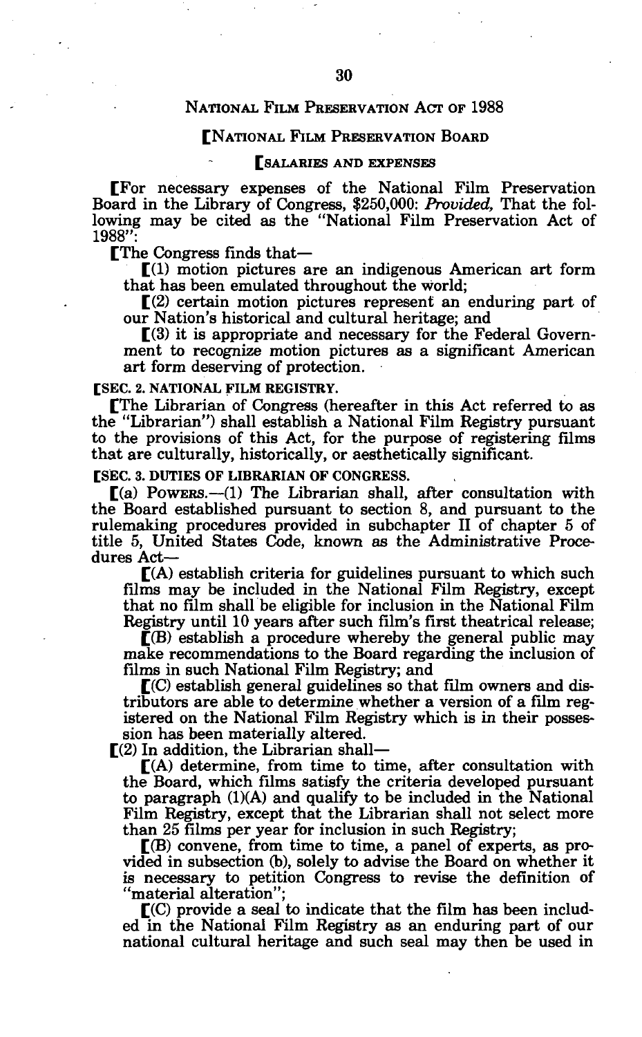NATIONAL FILM PRESERVATION ACT OF 1988

[NATIONAL FILM PRESERVATION BOARD

[SALARIES AND EXPENSES

[For necessary expenses of the National Film Preservation Board in the Library of Congress, $250,000: *Provided,* That the following may be cited as the "National Film Preservation Act of 1988":

[The Congress finds that—

[(1) motion pictures are an indigenous American art form that has been emulated throughout the world;

[(2) certain motion pictures represent an enduring part of our Nation's historical and cultural heritage; and

[(3) it is appropriate and necessary for the Federal Government to recognize motion pictures as a significant American art form deserving of protection.

[SEC. 2. NATIONAL FILM REGISTRY.

[The Librarian of Congress (hereafter in this Act referred to as the "Librarian") shall establish a National Film Registry pursuant to the provisions of this Act, for the purpose of registering films that are culturally, historically, or aesthetically significant.

[SEC. 3. DUTIES OF LIBRARIAN OF CONGRESS.

[(a) POWERS.—(1) The Librarian shall, after consultation with the Board established pursuant to section 8, and pursuant to the rulemaking procedures provided in subchapter II of chapter 5 of title 5, United States Code, known as the Administrative Procedures Act—

[(A) establish criteria for guidelines pursuant to which such films may be included in the National Film Registry, except that no film shall be eligible for inclusion in the National Film Registry until 10 years after such film's first theatrical release;

[(B) establish a procedure whereby the general public may make recommendations to the Board regarding the inclusion of films in such National Film Registry; and

[(C) establish general guidelines so that film owners and distributors are able to determine whether a version of a film registered on the National Film Registry which is in their possession has been materially altered.

[(2) In addition, the Librarian shall—

[(A) determine, from time to time, after consultation with the Board, which films satisfy the criteria developed pursuant to paragraph (1)(A) and qualify to be included in the National Film Registry, except that the Librarian shall not select more than 25 films per year for inclusion in such Registry;

[(B) convene, from time to time, a panel of experts, as provided in subsection (b), solely to advise the Board on whether it is necessary to petition Congress to revise the definition of "material alteration";

[(C) provide a seal to indicate that the film has been included in the National Film Registry as an enduring part of our national cultural heritage and such seal may then be used in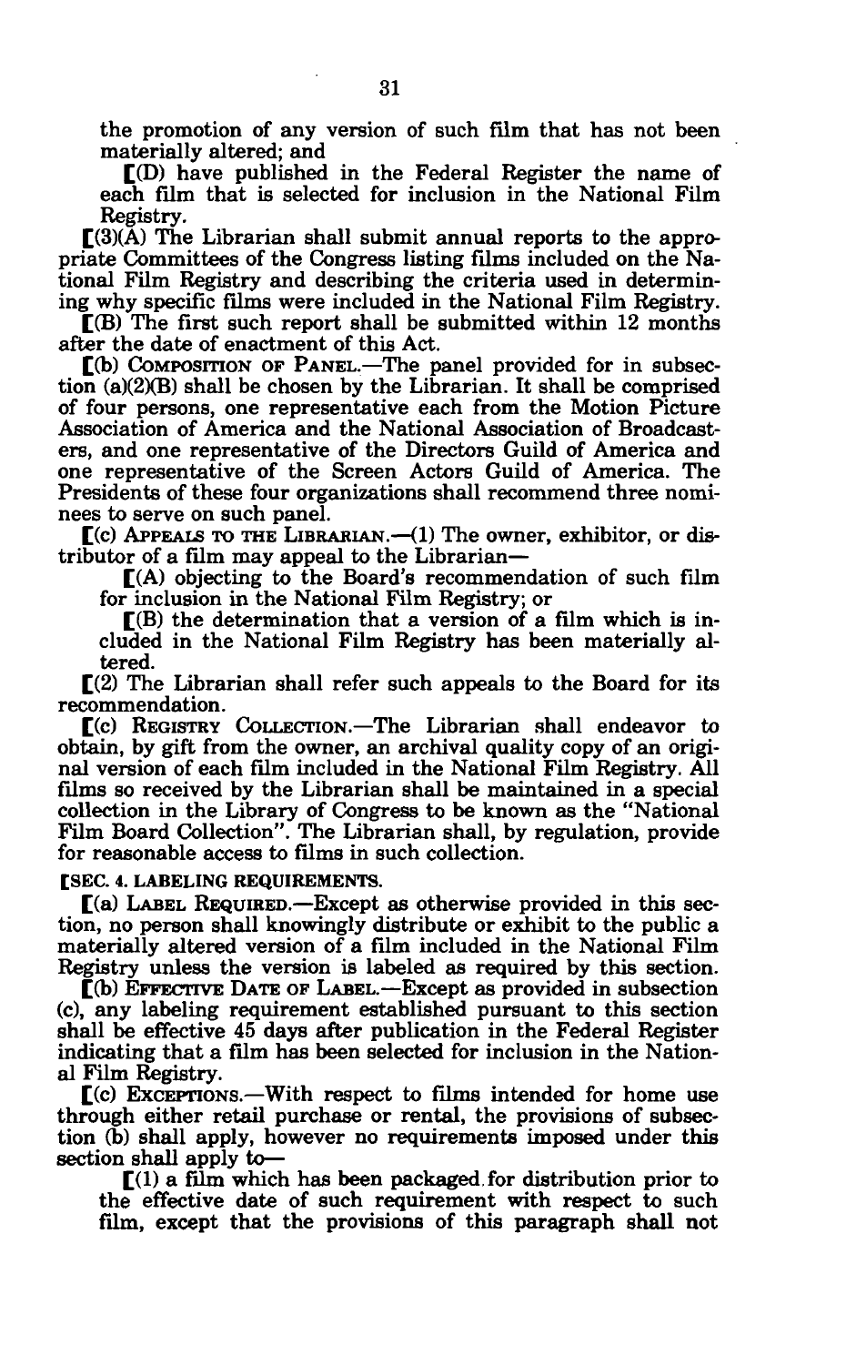the promotion of any version of such film that has not been materially altered; and

[(D) have published in the Federal Register the name of each film that is selected for inclusion in the National Film Registry.

[(3)(A) The Librarian shall submit annual reports to the appropriate Committees of the Congress listing films included on the National Film Registry and describing the criteria used in determining why specific films were included in the National Film Registry.

[(B) The first such report shall be submitted within 12 months after the date of enactment of this Act.

[(b) COMPOSITION OF PANEL.—The panel provided for in subsection (a)(2)(B) shall be chosen by the Librarian. It shall be comprised of four persons, one representative each from the Motion Picture Association of America and the National Association of Broadcasters, and one representative of the Directors Guild of America and one representative of the Screen Actors Guild of America. The Presidents of these four organizations shall recommend three nominees to serve on such panel.

[(c) APPEALS TO THE LIBRARIAN.—(1) The owner, exhibitor, or distributor of a film may appeal to the Librarian—

[(A) objecting to the Board's recommendation of such film for inclusion in the National Film Registry; or

[(B) the determination that a version of a film which is included in the National Film Registry has been materially altered.

[(2) The Librarian shall refer such appeals to the Board for its recommendation.

[(c) REGISTRY COLLECTION.—The Librarian shall endeavor to obtain, by gift from the owner, an archival quality copy of an original version of each film included in the National Film Registry. All films so received by the Librarian shall be maintained in a special collection in the Library of Congress to be known as the "National Film Board Collection". The Librarian shall, by regulation, provide for reasonable access to films in such collection.

[SEC. 4. LABELING REQUIREMENTS.

[(a) LABEL REQUIRED.—Except as otherwise provided in this section, no person shall knowingly distribute or exhibit to the public a materially altered version of a film included in the National Film Registry unless the version is labeled as required by this section.

[(b) EFFECTIVE DATE OF LABEL.—Except as provided in subsection (c), any labeling requirement established pursuant to this section shall be effective 45 days after publication in the Federal Register indicating that a film has been selected for inclusion in the National Film Registry.

[(c) EXCEPTIONS.—With respect to films intended for home use through either retail purchase or rental, the provisions of subsection (b) shall apply, however no requirements imposed under this section shall apply to—

[(1) a film which has been packaged for distribution prior to the effective date of such requirement with respect to such film, except that the provisions of this paragraph shall not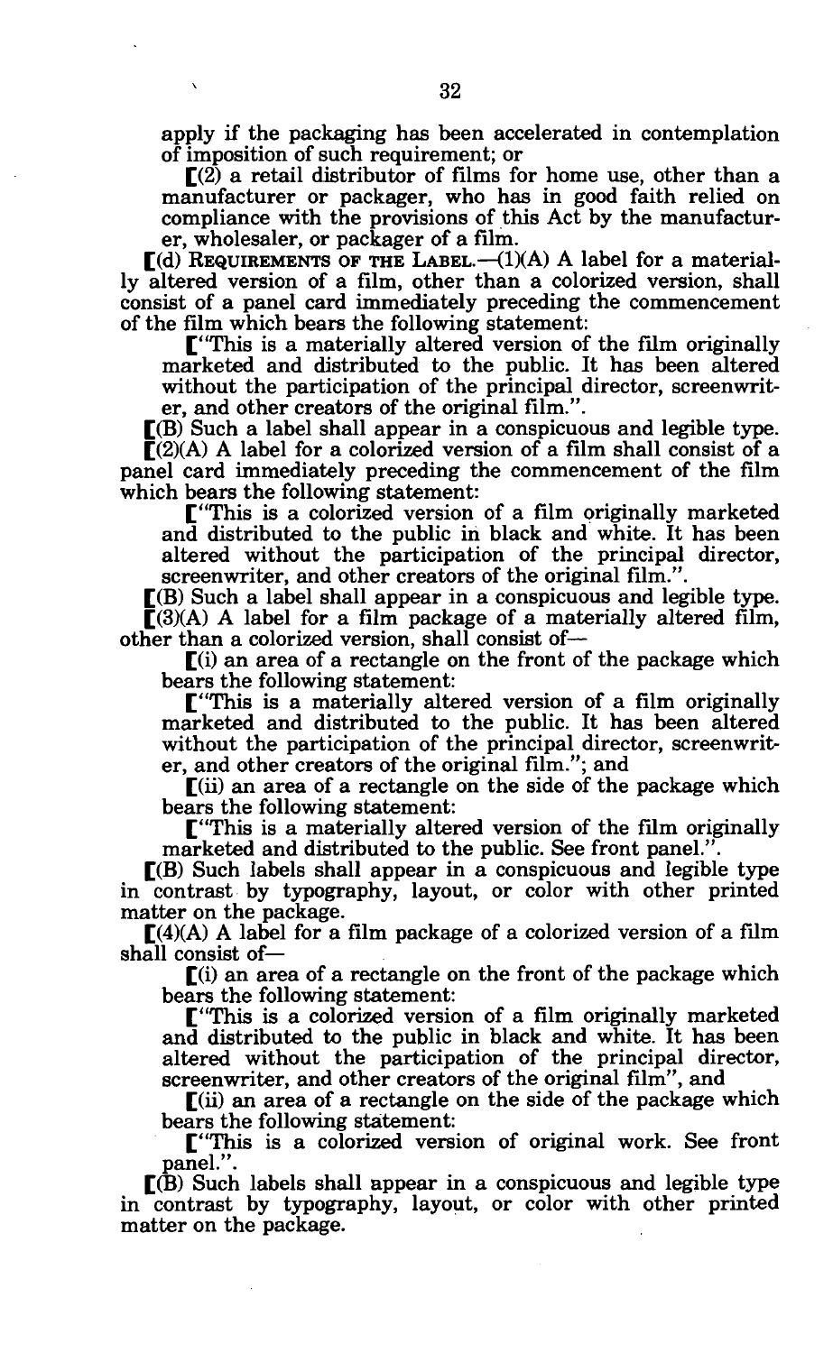apply if the packaging has been accelerated in contemplation of imposition of such requirement; or

[(2) a retail distributor of films for home use, other than a manufacturer or packager, who has in good faith relied on compliance with the provisions of this Act by the manufacturer, wholesaler, or packager of a film.

[(d) REQUIREMENTS OF THE LABEL.—(1)(A) A label for a materially altered version of a film, other than a colorized version, shall consist of a panel card immediately preceding the commencement of the film which bears the following statement:

["This is a materially altered version of the film originally marketed and distributed to the public. It has been altered without the participation of the principal director, screenwriter, and other creators of the original film.".

[(B) Such a label shall appear in a conspicuous and legible type.

[(2)(A) A label for a colorized version of a film shall consist of a panel card immediately preceding the commencement of the film which bears the following statement:

["This is a colorized version of a film originally marketed and distributed to the public in black and white. It has been altered without the participation of the principal director, screenwriter, and other creators of the original film.".

[(B) Such a label shall appear in a conspicuous and legible type.

[(3)(A) A label for a film package of a materially altered film, other than a colorized version, shall consist of—

[(i) an area of a rectangle on the front of the package which bears the following statement:

["This is a materially altered version of a film originally marketed and distributed to the public. It has been altered without the participation of the principal director, screenwriter, and other creators of the original film."; and

[(ii) an area of a rectangle on the side of the package which bears the following statement:

["This is a materially altered version of the film originally marketed and distributed to the public. See front panel.".

[(B) Such labels shall appear in a conspicuous and legible type in contrast by typography, layout, or color with other printed matter on the package.

[(4)(A) A label for a film package of a colorized version of a film shall consist of—

[(i) an area of a rectangle on the front of the package which bears the following statement:

["This is a colorized version of a film originally marketed and distributed to the public in black and white. It has been altered without the participation of the principal director, screenwriter, and other creators of the original film", and

[(ii) an area of a rectangle on the side of the package which bears the following statement:

["This is a colorized version of original work. See front panel.".

[(B) Such labels shall appear in a conspicuous and legible type in contrast by typography, layout, or color with other printed matter on the package.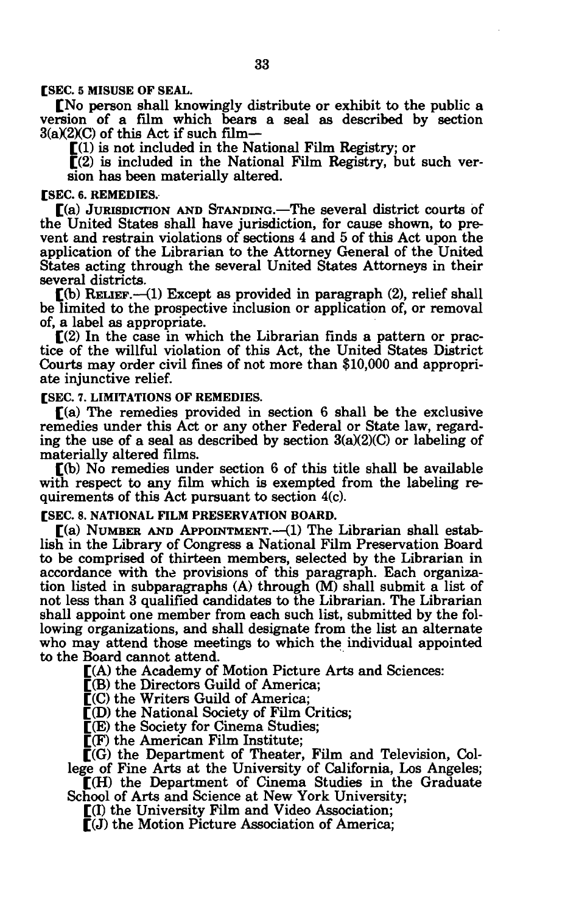**[SEC. 5 MISUSE OF SEAL.**

[No person shall knowingly distribute or exhibit to the public a version of a film which bears a seal as described by section 3(a)(2)(C) of this Act if such film—

[(1) is not included in the National Film Registry; or

[(2) is included in the National Film Registry, but such version has been materially altered.

**[SEC. 6. REMEDIES.**

[(a) JURISDICTION AND STANDING.—The several district courts of the United States shall have jurisdiction, for cause shown, to prevent and restrain violations of sections 4 and 5 of this Act upon the application of the Librarian to the Attorney General of the United States acting through the several United States Attorneys in their several districts.

[(b) RELIEF.—(1) Except as provided in paragraph (2), relief shall be limited to the prospective inclusion or application of, or removal of, a label as appropriate.

[(2) In the case in which the Librarian finds a pattern or practice of the willful violation of this Act, the United States District Courts may order civil fines of not more than $10,000 and appropriate injunctive relief.

**[SEC. 7. LIMITATIONS OF REMEDIES.**

[(a) The remedies provided in section 6 shall be the exclusive remedies under this Act or any other Federal or State law, regarding the use of a seal as described by section 3(a)(2)(C) or labeling of materially altered films.

[(b) No remedies under section 6 of this title shall be available with respect to any film which is exempted from the labeling requirements of this Act pursuant to section 4(c).

**[SEC. 8. NATIONAL FILM PRESERVATION BOARD.**

[(a) NUMBER AND APPOINTMENT.—(1) The Librarian shall establish in the Library of Congress a National Film Preservation Board to be comprised of thirteen members, selected by the Librarian in accordance with the provisions of this paragraph. Each organization listed in subparagraphs (A) through (M) shall submit a list of not less than 3 qualified candidates to the Librarian. The Librarian shall appoint one member from each such list, submitted by the following organizations, and shall designate from the list an alternate who may attend those meetings to which the individual appointed to the Board cannot attend.

[(A) the Academy of Motion Picture Arts and Sciences:

[(B) the Directors Guild of America;

[(C) the Writers Guild of America;

[(D) the National Society of Film Critics;

[(E) the Society for Cinema Studies;

[(F) the American Film Institute;

[(G) the Department of Theater, Film and Television, College of Fine Arts at the University of California, Los Angeles;

[(H) the Department of Cinema Studies in the Graduate School of Arts and Science at New York University;

[(I) the University Film and Video Association;

[(J) the Motion Picture Association of America;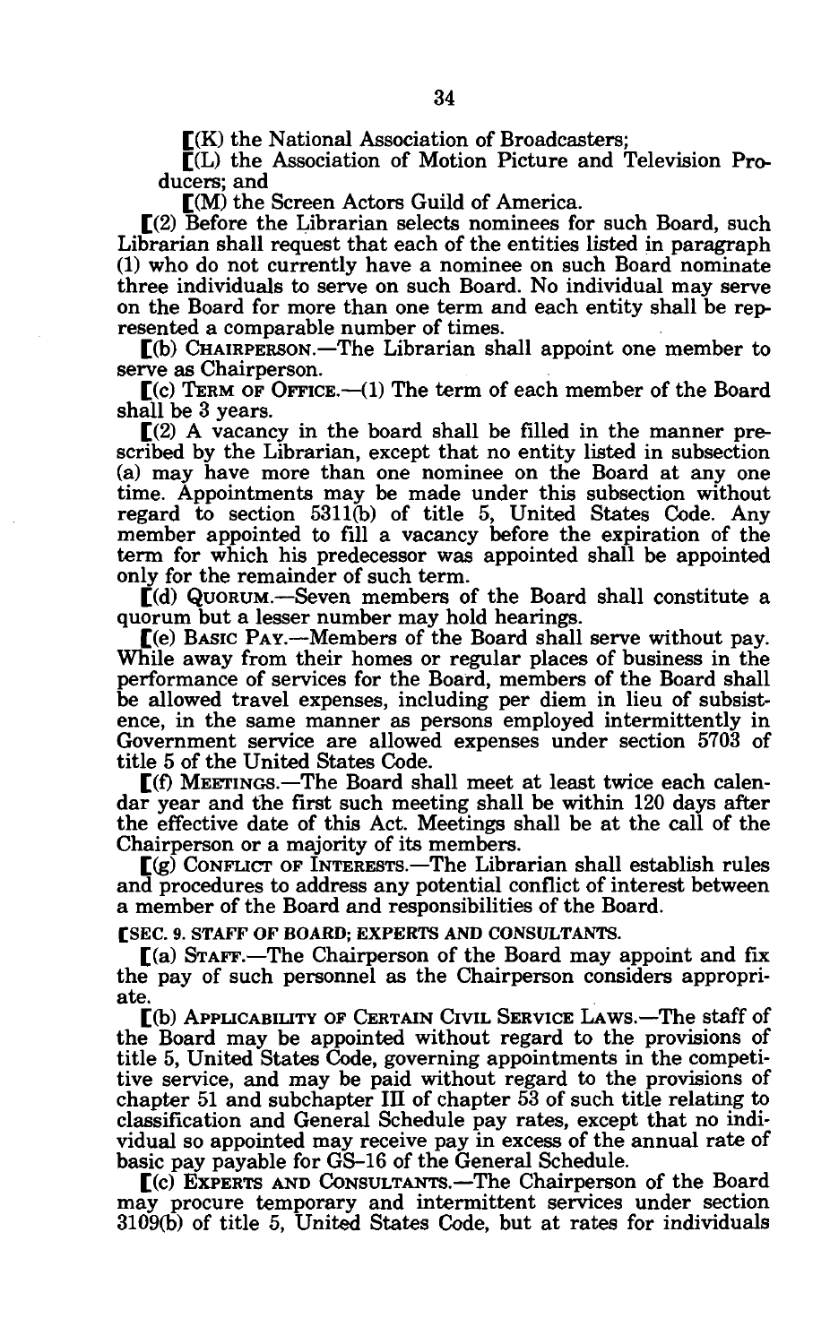[(K) the National Association of Broadcasters;

[(L) the Association of Motion Picture and Television Producers; and

[(M) the Screen Actors Guild of America.

[(2) Before the Librarian selects nominees for such Board, such Librarian shall request that each of the entities listed in paragraph (1) who do not currently have a nominee on such Board nominate three individuals to serve on such Board. No individual may serve on the Board for more than one term and each entity shall be represented a comparable number of times.

[(b) CHAIRPERSON.—The Librarian shall appoint one member to serve as Chairperson.

[(c) TERM OF OFFICE.—(1) The term of each member of the Board shall be 3 years.

[(2) A vacancy in the board shall be filled in the manner prescribed by the Librarian, except that no entity listed in subsection (a) may have more than one nominee on the Board at any one time. Appointments may be made under this subsection without regard to section 5311(b) of title 5, United States Code. Any member appointed to fill a vacancy before the expiration of the term for which his predecessor was appointed shall be appointed only for the remainder of such term.

[(d) QUORUM.—Seven members of the Board shall constitute a quorum but a lesser number may hold hearings.

[(e) BASIC PAY.—Members of the Board shall serve without pay. While away from their homes or regular places of business in the performance of services for the Board, members of the Board shall be allowed travel expenses, including per diem in lieu of subsistence, in the same manner as persons employed intermittently in Government service are allowed expenses under section 5703 of title 5 of the United States Code.

[(f) MEETINGS.—The Board shall meet at least twice each calendar year and the first such meeting shall be within 120 days after the effective date of this Act. Meetings shall be at the call of the Chairperson or a majority of its members.

[(g) CONFLICT OF INTERESTS.—The Librarian shall establish rules and procedures to address any potential conflict of interest between a member of the Board and responsibilities of the Board.

**[SEC. 9. STAFF OF BOARD; EXPERTS AND CONSULTANTS.**

[(a) STAFF.—The Chairperson of the Board may appoint and fix the pay of such personnel as the Chairperson considers appropriate.

[(b) APPLICABILITY OF CERTAIN CIVIL SERVICE LAWS.—The staff of the Board may be appointed without regard to the provisions of title 5, United States Code, governing appointments in the competitive service, and may be paid without regard to the provisions of chapter 51 and subchapter III of chapter 53 of such title relating to classification and General Schedule pay rates, except that no individual so appointed may receive pay in excess of the annual rate of basic pay payable for GS-16 of the General Schedule.

[(c) EXPERTS AND CONSULTANTS.—The Chairperson of the Board may procure temporary and intermittent services under section 3109(b) of title 5, United States Code, but at rates for individuals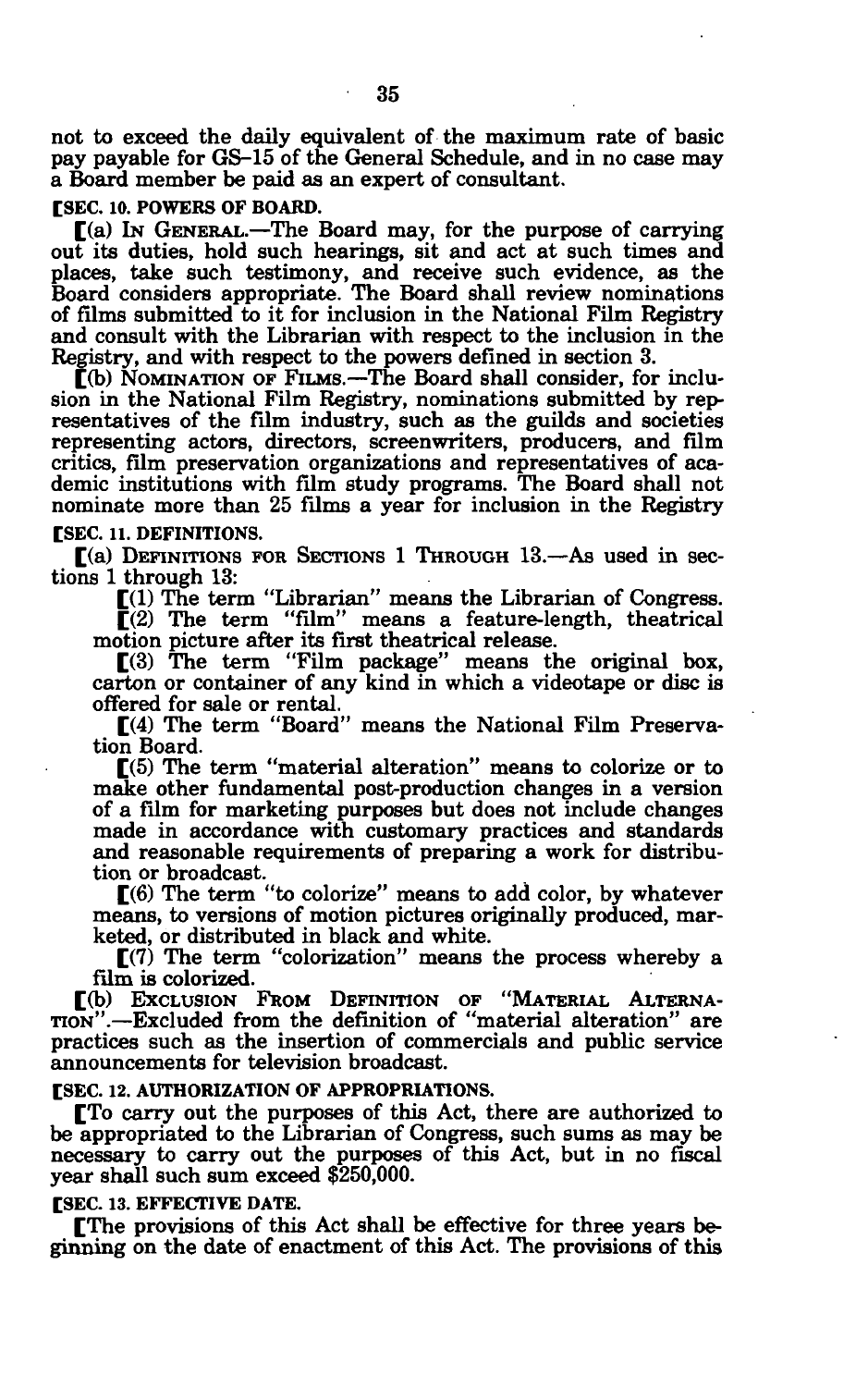not to exceed the daily equivalent of the maximum rate of basic pay payable for GS-15 of the General Schedule, and in no case may a Board member be paid as an expert of consultant.

**[SEC. 10. POWERS OF BOARD.**

[(a) IN GENERAL.—The Board may, for the purpose of carrying out its duties, hold such hearings, sit and act at such times and places, take such testimony, and receive such evidence, as the Board considers appropriate. The Board shall review nominations of films submitted to it for inclusion in the National Film Registry and consult with the Librarian with respect to the inclusion in the Registry, and with respect to the powers defined in section 3.

[(b) NOMINATION OF FILMS.—The Board shall consider, for inclusion in the National Film Registry, nominations submitted by representatives of the film industry, such as the guilds and societies representing actors, directors, screenwriters, producers, and film critics, film preservation organizations and representatives of academic institutions with film study programs. The Board shall not nominate more than 25 films a year for inclusion in the Registry

**[SEC. 11. DEFINITIONS.**

[(a) DEFINITIONS FOR SECTIONS 1 THROUGH 13.—As used in sections 1 through 13:

[(1) The term "Librarian" means the Librarian of Congress.

[(2) The term "film" means a feature-length, theatrical motion picture after its first theatrical release.

[(3) The term "Film package" means the original box, carton or container of any kind in which a videotape or disc is offered for sale or rental.

[(4) The term "Board" means the National Film Preservation Board.

[(5) The term "material alteration" means to colorize or to make other fundamental post-production changes in a version of a film for marketing purposes but does not include changes made in accordance with customary practices and standards and reasonable requirements of preparing a work for distribution or broadcast.

[(6) The term "to colorize" means to add color, by whatever means, to versions of motion pictures originally produced, marketed, or distributed in black and white.

[(7) The term "colorization" means the process whereby a film is colorized.

[(b) EXCLUSION FROM DEFINITION OF "MATERIAL ALTERNATION".—Excluded from the definition of "material alteration" are practices such as the insertion of commercials and public service announcements for television broadcast.

**[SEC. 12. AUTHORIZATION OF APPROPRIATIONS.**

[To carry out the purposes of this Act, there are authorized to be appropriated to the Librarian of Congress, such sums as may be necessary to carry out the purposes of this Act, but in no fiscal year shall such sum exceed $250,000.

**[SEC. 13. EFFECTIVE DATE.**

[The provisions of this Act shall be effective for three years beginning on the date of enactment of this Act. The provisions of this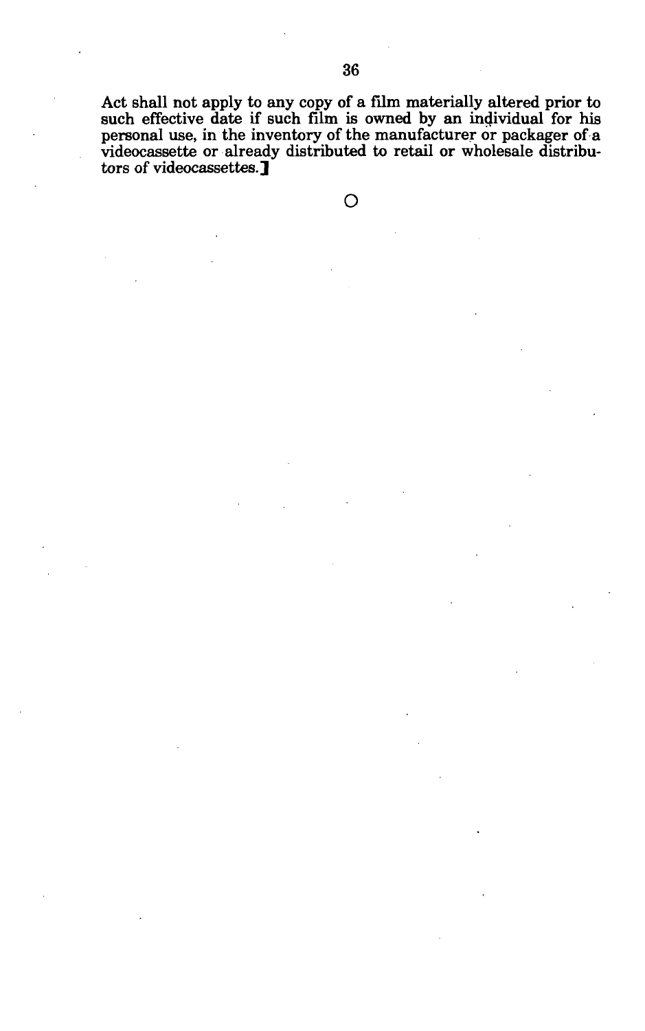Act shall not apply to any copy of a film materially altered prior to such effective date if such film is owned by an individual for his personal use, in the inventory of the manufacturer or packager of a videocassette or already distributed to retail or wholesale distributors of videocassettes.]

O